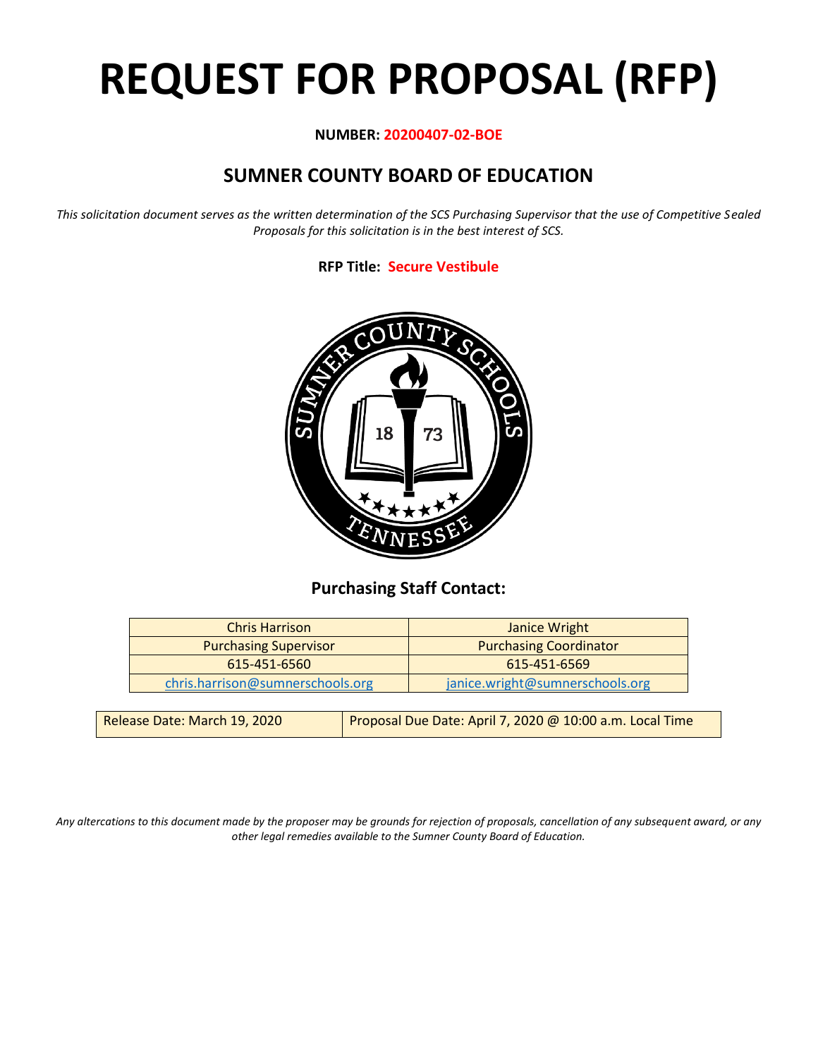# REQUEST FOR PROPOSAL (RFP)

**NUMBER: 20200407-02-BOE**

## SUMNER COUNTY BOARD OF EDUCATION

*This solicitation document serves as the written determination of the SCS Purchasing Supervisor that the use of Competitive Sealed Proposals for this solicitation is in the best interest of SCS.*

**RFP Title: Secure Vestibule**

### Purchasing Staff Contact:

| Chris Harrison | Janice Wright |
|---|---|
| Purchasing Supervisor | Purchasing Coordinator |
| 615-451-6560 | 615-451-6569 |
| chris.harrison@sumnerschools.org | janice.wright@sumnerschools.org |

| Release Date: March 19, 2020 | Proposal Due Date: April 7, 2020 @ 10:00 a.m. Local Time |
|---|---|

*Any altercations to this document made by the proposer may be grounds for rejection of proposals, cancellation of any subsequent award, or any other legal remedies available to the Sumner County Board of Education.*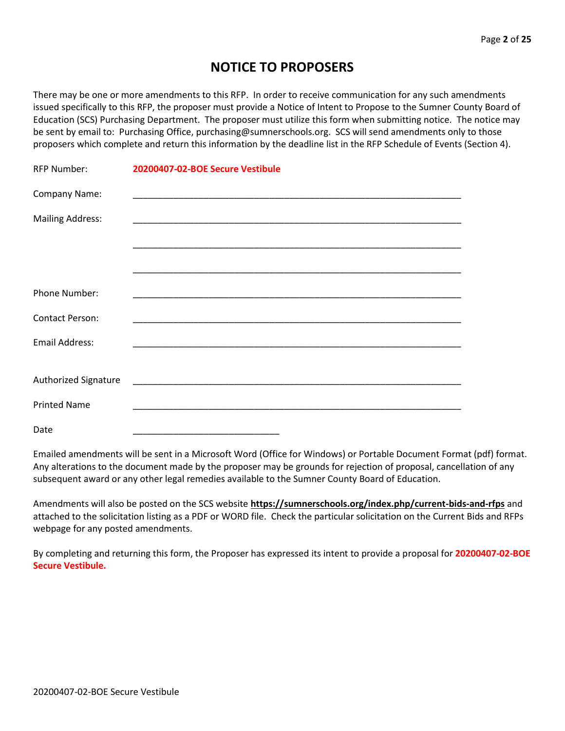# NOTICE TO PROPOSERS

There may be one or more amendments to this RFP. In order to receive communication for any such amendments issued specifically to this RFP, the proposer must provide a Notice of Intent to Propose to the Sumner County Board of Education (SCS) Purchasing Department. The proposer must utilize this form when submitting notice. The notice may be sent by email to: Purchasing Office, purchasing@sumnerschools.org. SCS will send amendments only to those proposers which complete and return this information by the deadline list in the RFP Schedule of Events (Section 4).

RFP Number: **20200407-02-BOE Secure Vestibule**

Company Name: ________________________________________________________________

Mailing Address: ________________________________________________________________

________________________________________________________________

________________________________________________________________

Phone Number: ________________________________________________________________

Contact Person: ________________________________________________________________

Email Address: ________________________________________________________________

Authorized Signature ________________________________________________________________

Printed Name ________________________________________________________________

Date ____________________________

Emailed amendments will be sent in a Microsoft Word (Office for Windows) or Portable Document Format (pdf) format. Any alterations to the document made by the proposer may be grounds for rejection of proposal, cancellation of any subsequent award or any other legal remedies available to the Sumner County Board of Education.

Amendments will also be posted on the SCS website **https://sumnerschools.org/index.php/current-bids-and-rfps** and attached to the solicitation listing as a PDF or WORD file. Check the particular solicitation on the Current Bids and RFPs webpage for any posted amendments.

By completing and returning this form, the Proposer has expressed its intent to provide a proposal for **20200407-02-BOE Secure Vestibule.**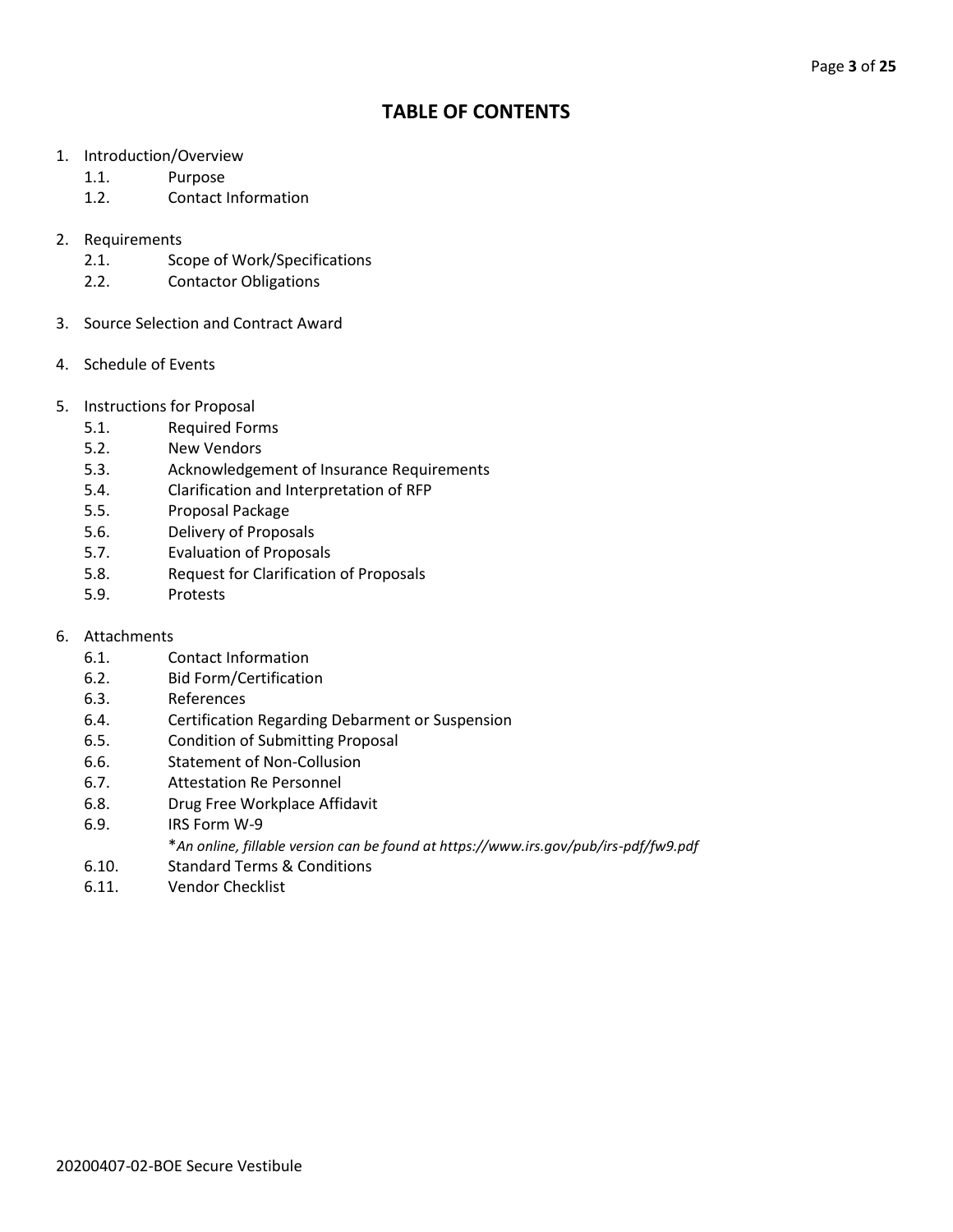# TABLE OF CONTENTS

1. Introduction/Overview
   - 1.1. Purpose
   - 1.2. Contact Information

2. Requirements
   - 2.1. Scope of Work/Specifications
   - 2.2. Contactor Obligations

3. Source Selection and Contract Award

4. Schedule of Events

5. Instructions for Proposal
   - 5.1. Required Forms
   - 5.2. New Vendors
   - 5.3. Acknowledgement of Insurance Requirements
   - 5.4. Clarification and Interpretation of RFP
   - 5.5. Proposal Package
   - 5.6. Delivery of Proposals
   - 5.7. Evaluation of Proposals
   - 5.8. Request for Clarification of Proposals
   - 5.9. Protests

6. Attachments
   - 6.1. Contact Information
   - 6.2. Bid Form/Certification
   - 6.3. References
   - 6.4. Certification Regarding Debarment or Suspension
   - 6.5. Condition of Submitting Proposal
   - 6.6. Statement of Non-Collusion
   - 6.7. Attestation Re Personnel
   - 6.8. Drug Free Workplace Affidavit
   - 6.9. IRS Form W-9
     *\*An online, fillable version can be found at https://www.irs.gov/pub/irs-pdf/fw9.pdf*
   - 6.10. Standard Terms & Conditions
   - 6.11. Vendor Checklist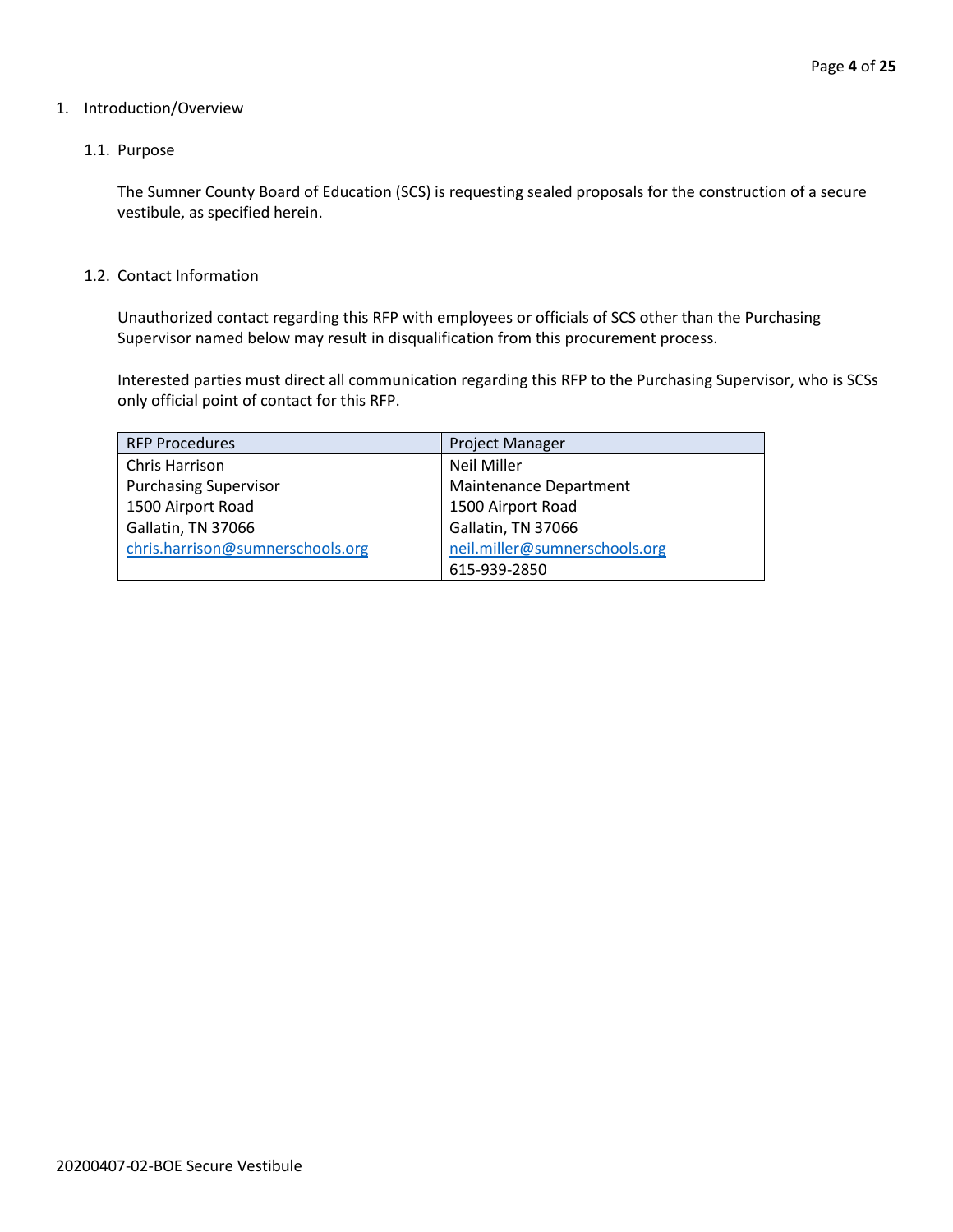# 1. Introduction/Overview

## 1.1. Purpose

The Sumner County Board of Education (SCS) is requesting sealed proposals for the construction of a secure vestibule, as specified herein.

## 1.2. Contact Information

Unauthorized contact regarding this RFP with employees or officials of SCS other than the Purchasing Supervisor named below may result in disqualification from this procurement process.

Interested parties must direct all communication regarding this RFP to the Purchasing Supervisor, who is SCSs only official point of contact for this RFP.

| RFP Procedures | Project Manager |
| --- | --- |
| Chris Harrison | Neil Miller |
| Purchasing Supervisor | Maintenance Department |
| 1500 Airport Road | 1500 Airport Road |
| Gallatin, TN 37066 | Gallatin, TN 37066 |
| chris.harrison@sumnerschools.org | neil.miller@sumnerschools.org |
| | 615-939-2850 |

20200407-02-BOE Secure Vestibule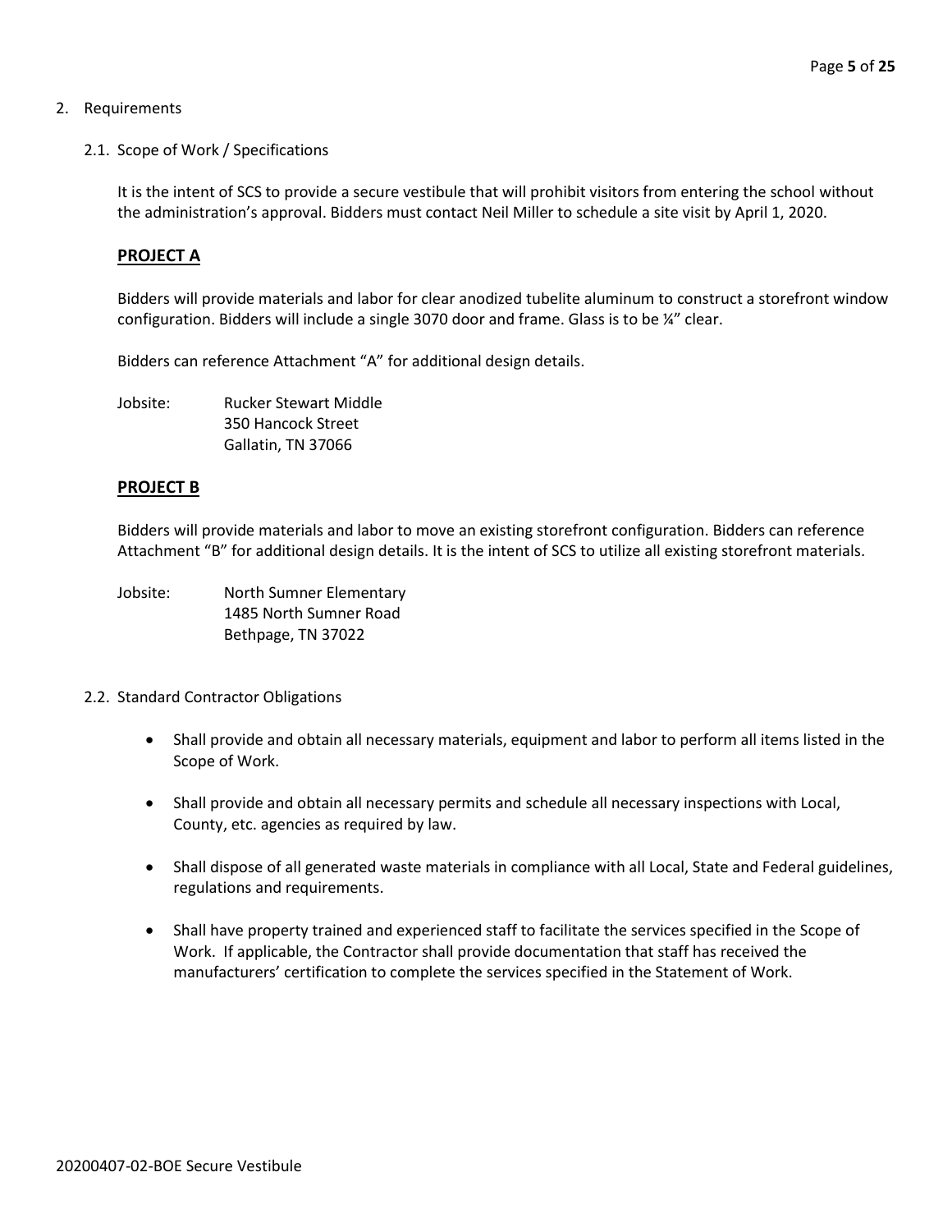## 2. Requirements

### 2.1. Scope of Work / Specifications

It is the intent of SCS to provide a secure vestibule that will prohibit visitors from entering the school without the administration's approval. Bidders must contact Neil Miller to schedule a site visit by April 1, 2020.

**PROJECT A**

Bidders will provide materials and labor for clear anodized tubelite aluminum to construct a storefront window configuration. Bidders will include a single 3070 door and frame. Glass is to be ¼" clear.

Bidders can reference Attachment "A" for additional design details.

Jobsite: Rucker Stewart Middle
350 Hancock Street
Gallatin, TN 37066

**PROJECT B**

Bidders will provide materials and labor to move an existing storefront configuration. Bidders can reference Attachment "B" for additional design details. It is the intent of SCS to utilize all existing storefront materials.

Jobsite: North Sumner Elementary
1485 North Sumner Road
Bethpage, TN 37022

### 2.2. Standard Contractor Obligations

- Shall provide and obtain all necessary materials, equipment and labor to perform all items listed in the Scope of Work.
- Shall provide and obtain all necessary permits and schedule all necessary inspections with Local, County, etc. agencies as required by law.
- Shall dispose of all generated waste materials in compliance with all Local, State and Federal guidelines, regulations and requirements.
- Shall have property trained and experienced staff to facilitate the services specified in the Scope of Work. If applicable, the Contractor shall provide documentation that staff has received the manufacturers' certification to complete the services specified in the Statement of Work.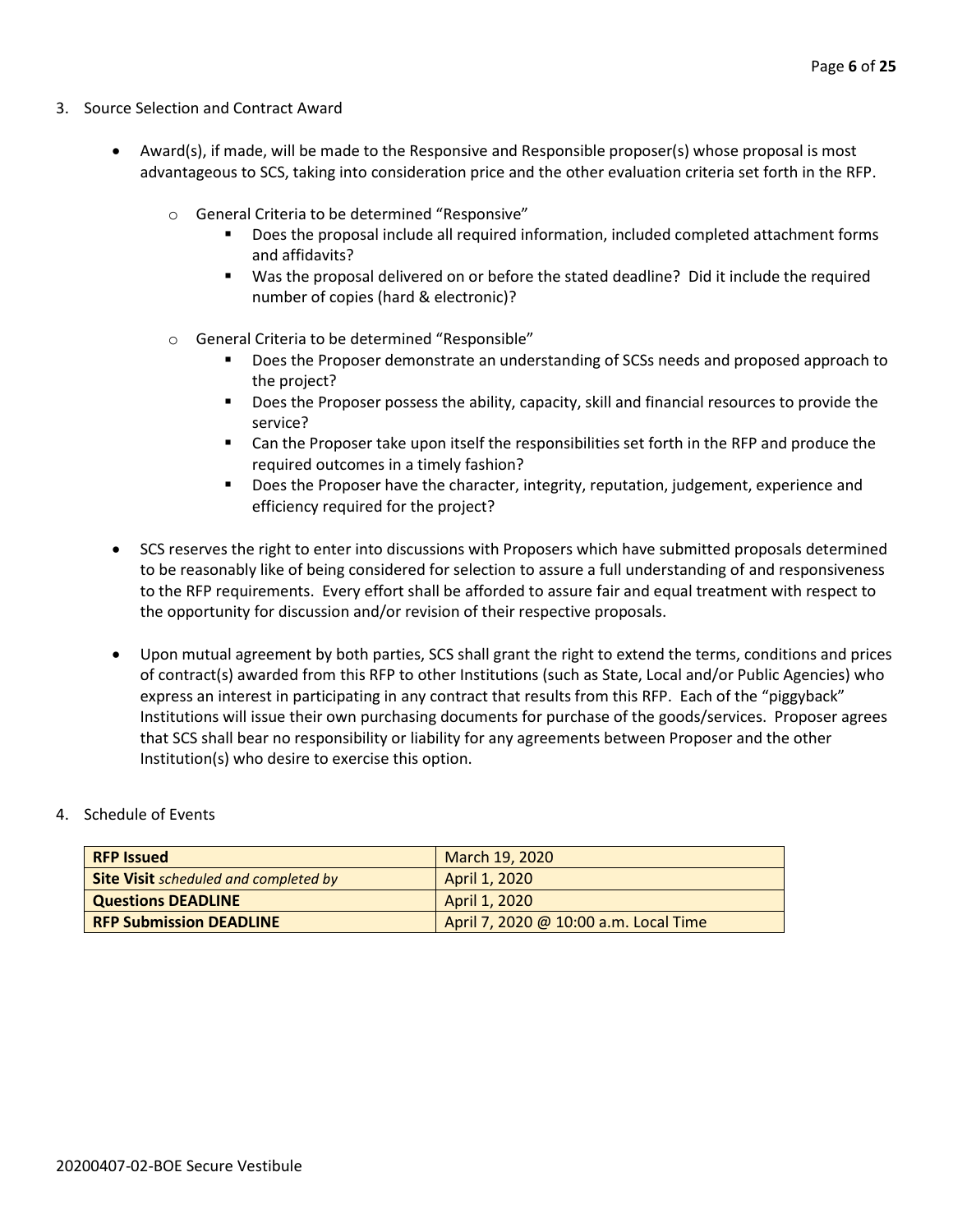3. Source Selection and Contract Award

- Award(s), if made, will be made to the Responsive and Responsible proposer(s) whose proposal is most advantageous to SCS, taking into consideration price and the other evaluation criteria set forth in the RFP.
    - General Criteria to be determined "Responsive"
        - Does the proposal include all required information, included completed attachment forms and affidavits?
        - Was the proposal delivered on or before the stated deadline? Did it include the required number of copies (hard & electronic)?
    - General Criteria to be determined "Responsible"
        - Does the Proposer demonstrate an understanding of SCSs needs and proposed approach to the project?
        - Does the Proposer possess the ability, capacity, skill and financial resources to provide the service?
        - Can the Proposer take upon itself the responsibilities set forth in the RFP and produce the required outcomes in a timely fashion?
        - Does the Proposer have the character, integrity, reputation, judgement, experience and efficiency required for the project?
- SCS reserves the right to enter into discussions with Proposers which have submitted proposals determined to be reasonably like of being considered for selection to assure a full understanding of and responsiveness to the RFP requirements. Every effort shall be afforded to assure fair and equal treatment with respect to the opportunity for discussion and/or revision of their respective proposals.
- Upon mutual agreement by both parties, SCS shall grant the right to extend the terms, conditions and prices of contract(s) awarded from this RFP to other Institutions (such as State, Local and/or Public Agencies) who express an interest in participating in any contract that results from this RFP. Each of the "piggyback" Institutions will issue their own purchasing documents for purchase of the goods/services. Proposer agrees that SCS shall bear no responsibility or liability for any agreements between Proposer and the other Institution(s) who desire to exercise this option.

4. Schedule of Events

| | |
|---|---|
| **RFP Issued** | March 19, 2020 |
| **Site Visit** *scheduled and completed by* | April 1, 2020 |
| **Questions DEADLINE** | April 1, 2020 |
| **RFP Submission DEADLINE** | April 7, 2020 @ 10:00 a.m. Local Time |

20200407-02-BOE Secure Vestibule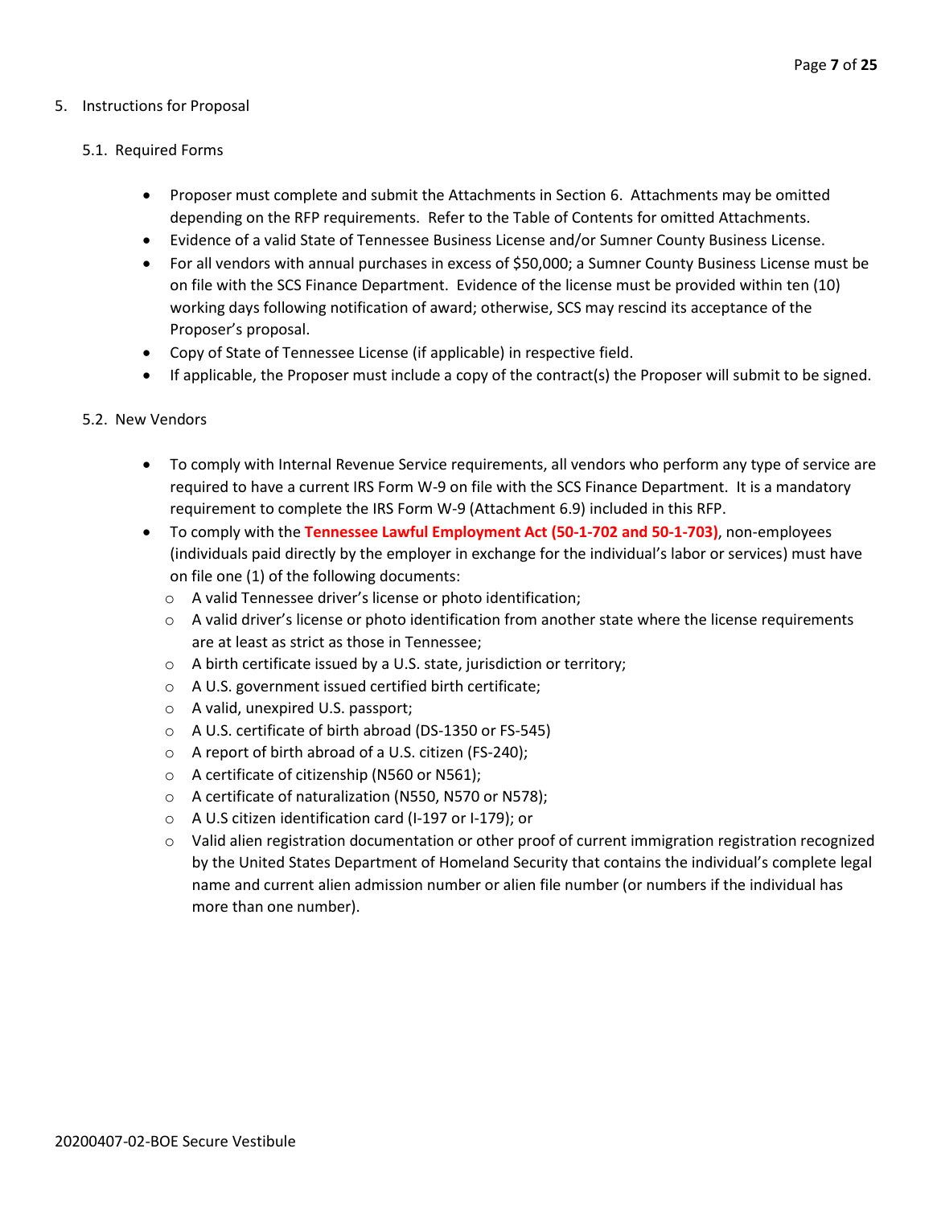5. Instructions for Proposal

   5.1. Required Forms

   - Proposer must complete and submit the Attachments in Section 6. Attachments may be omitted depending on the RFP requirements. Refer to the Table of Contents for omitted Attachments.
   - Evidence of a valid State of Tennessee Business License and/or Sumner County Business License.
   - For all vendors with annual purchases in excess of $50,000; a Sumner County Business License must be on file with the SCS Finance Department. Evidence of the license must be provided within ten (10) working days following notification of award; otherwise, SCS may rescind its acceptance of the Proposer's proposal.
   - Copy of State of Tennessee License (if applicable) in respective field.
   - If applicable, the Proposer must include a copy of the contract(s) the Proposer will submit to be signed.

   5.2. New Vendors

   - To comply with Internal Revenue Service requirements, all vendors who perform any type of service are required to have a current IRS Form W-9 on file with the SCS Finance Department. It is a mandatory requirement to complete the IRS Form W-9 (Attachment 6.9) included in this RFP.
   - To comply with the **Tennessee Lawful Employment Act (50-1-702 and 50-1-703)**, non-employees (individuals paid directly by the employer in exchange for the individual's labor or services) must have on file one (1) of the following documents:
     - A valid Tennessee driver's license or photo identification;
     - A valid driver's license or photo identification from another state where the license requirements are at least as strict as those in Tennessee;
     - A birth certificate issued by a U.S. state, jurisdiction or territory;
     - A U.S. government issued certified birth certificate;
     - A valid, unexpired U.S. passport;
     - A U.S. certificate of birth abroad (DS-1350 or FS-545)
     - A report of birth abroad of a U.S. citizen (FS-240);
     - A certificate of citizenship (N560 or N561);
     - A certificate of naturalization (N550, N570 or N578);
     - A U.S citizen identification card (I-197 or I-179); or
     - Valid alien registration documentation or other proof of current immigration registration recognized by the United States Department of Homeland Security that contains the individual's complete legal name and current alien admission number or alien file number (or numbers if the individual has more than one number).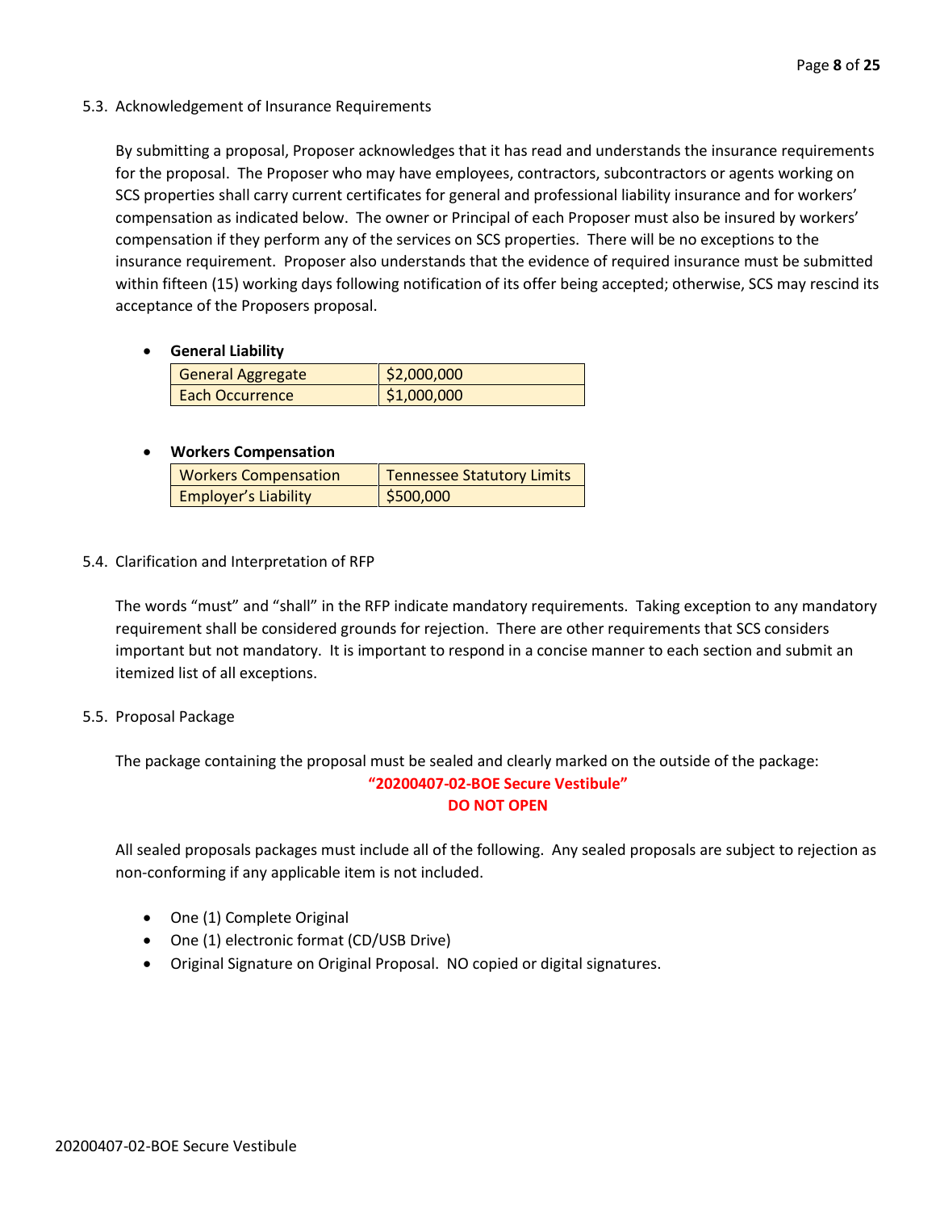### 5.3. Acknowledgement of Insurance Requirements

By submitting a proposal, Proposer acknowledges that it has read and understands the insurance requirements for the proposal. The Proposer who may have employees, contractors, subcontractors or agents working on SCS properties shall carry current certificates for general and professional liability insurance and for workers' compensation as indicated below. The owner or Principal of each Proposer must also be insured by workers' compensation if they perform any of the services on SCS properties. There will be no exceptions to the insurance requirement. Proposer also understands that the evidence of required insurance must be submitted within fifteen (15) working days following notification of its offer being accepted; otherwise, SCS may rescind its acceptance of the Proposers proposal.

- **General Liability**

| General Aggregate | $2,000,000 |
|---|---|
| Each Occurrence | $1,000,000 |

- **Workers Compensation**

| Workers Compensation | Tennessee Statutory Limits |
|---|---|
| Employer's Liability | $500,000 |

### 5.4. Clarification and Interpretation of RFP

The words "must" and "shall" in the RFP indicate mandatory requirements. Taking exception to any mandatory requirement shall be considered grounds for rejection. There are other requirements that SCS considers important but not mandatory. It is important to respond in a concise manner to each section and submit an itemized list of all exceptions.

### 5.5. Proposal Package

The package containing the proposal must be sealed and clearly marked on the outside of the package:

**"20200407-02-BOE Secure Vestibule"**
**DO NOT OPEN**

All sealed proposals packages must include all of the following. Any sealed proposals are subject to rejection as non-conforming if any applicable item is not included.

- One (1) Complete Original
- One (1) electronic format (CD/USB Drive)
- Original Signature on Original Proposal. NO copied or digital signatures.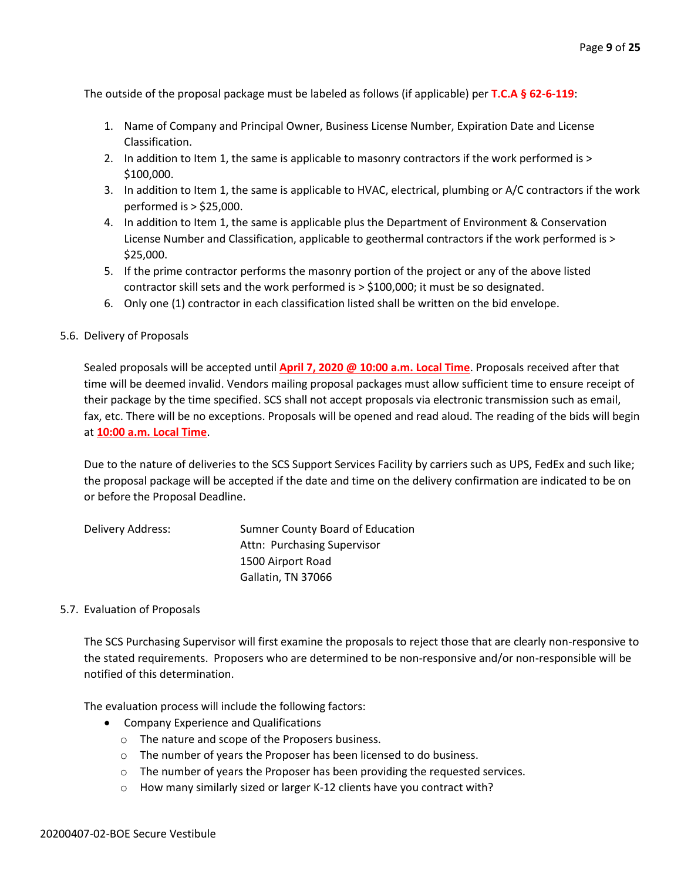The outside of the proposal package must be labeled as follows (if applicable) per **T.C.A § 62-6-119**:

1. Name of Company and Principal Owner, Business License Number, Expiration Date and License Classification.
2. In addition to Item 1, the same is applicable to masonry contractors if the work performed is > $100,000.
3. In addition to Item 1, the same is applicable to HVAC, electrical, plumbing or A/C contractors if the work performed is > $25,000.
4. In addition to Item 1, the same is applicable plus the Department of Environment & Conservation License Number and Classification, applicable to geothermal contractors if the work performed is > $25,000.
5. If the prime contractor performs the masonry portion of the project or any of the above listed contractor skill sets and the work performed is > $100,000; it must be so designated.
6. Only one (1) contractor in each classification listed shall be written on the bid envelope.

5.6. Delivery of Proposals

Sealed proposals will be accepted until **April 7, 2020 @ 10:00 a.m. Local Time**. Proposals received after that time will be deemed invalid. Vendors mailing proposal packages must allow sufficient time to ensure receipt of their package by the time specified. SCS shall not accept proposals via electronic transmission such as email, fax, etc. There will be no exceptions. Proposals will be opened and read aloud. The reading of the bids will begin at **10:00 a.m. Local Time**.

Due to the nature of deliveries to the SCS Support Services Facility by carriers such as UPS, FedEx and such like; the proposal package will be accepted if the date and time on the delivery confirmation are indicated to be on or before the Proposal Deadline.

Delivery Address:

Sumner County Board of Education
Attn: Purchasing Supervisor
1500 Airport Road
Gallatin, TN 37066

5.7. Evaluation of Proposals

The SCS Purchasing Supervisor will first examine the proposals to reject those that are clearly non-responsive to the stated requirements. Proposers who are determined to be non-responsive and/or non-responsible will be notified of this determination.

The evaluation process will include the following factors:

- Company Experience and Qualifications
  - The nature and scope of the Proposers business.
  - The number of years the Proposer has been licensed to do business.
  - The number of years the Proposer has been providing the requested services.
  - How many similarly sized or larger K-12 clients have you contract with?

20200407-02-BOE Secure Vestibule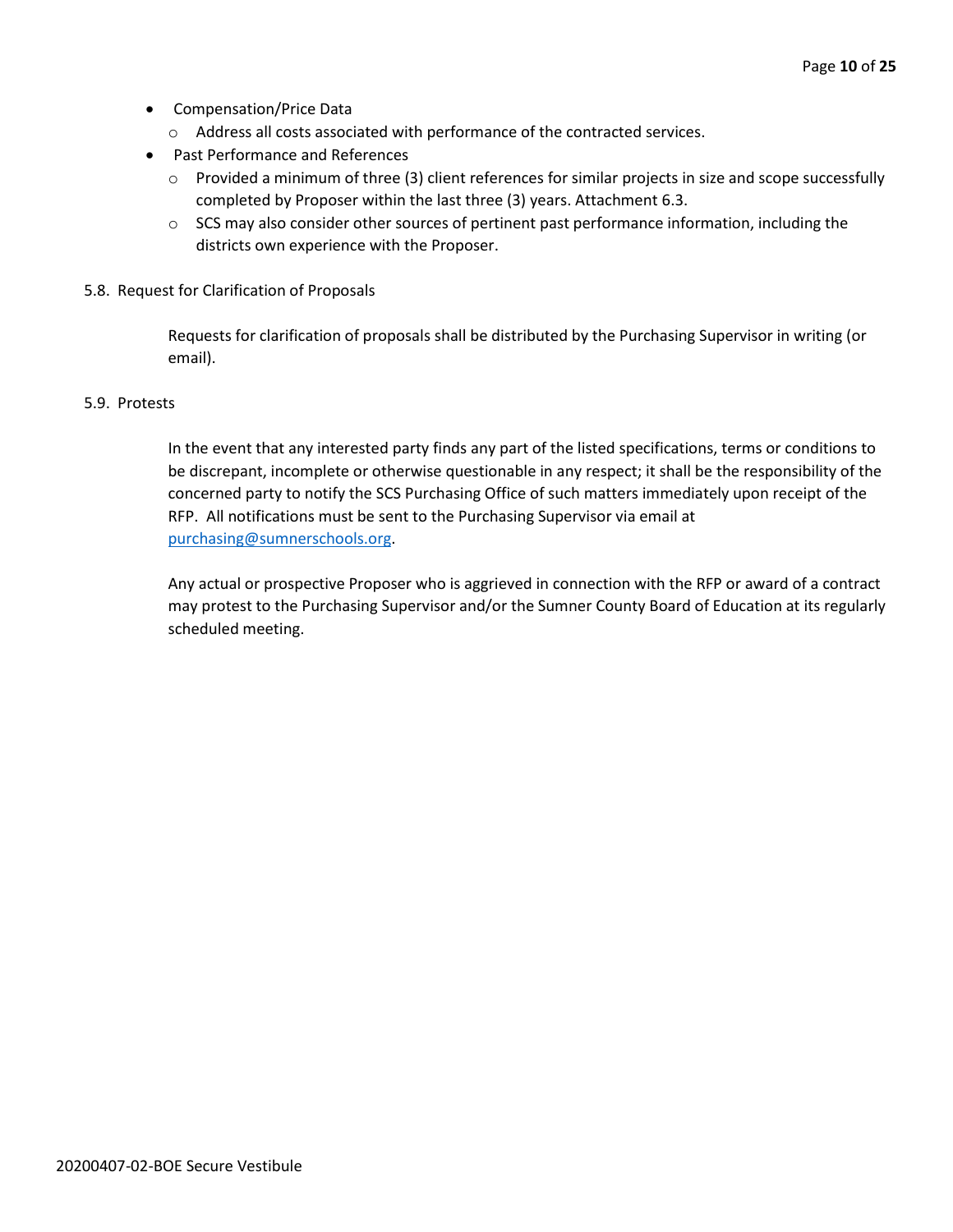- Compensation/Price Data
  - Address all costs associated with performance of the contracted services.
- Past Performance and References
  - Provided a minimum of three (3) client references for similar projects in size and scope successfully completed by Proposer within the last three (3) years. Attachment 6.3.
  - SCS may also consider other sources of pertinent past performance information, including the districts own experience with the Proposer.

5.8. Request for Clarification of Proposals

Requests for clarification of proposals shall be distributed by the Purchasing Supervisor in writing (or email).

5.9. Protests

In the event that any interested party finds any part of the listed specifications, terms or conditions to be discrepant, incomplete or otherwise questionable in any respect; it shall be the responsibility of the concerned party to notify the SCS Purchasing Office of such matters immediately upon receipt of the RFP. All notifications must be sent to the Purchasing Supervisor via email at purchasing@sumnerschools.org.

Any actual or prospective Proposer who is aggrieved in connection with the RFP or award of a contract may protest to the Purchasing Supervisor and/or the Sumner County Board of Education at its regularly scheduled meeting.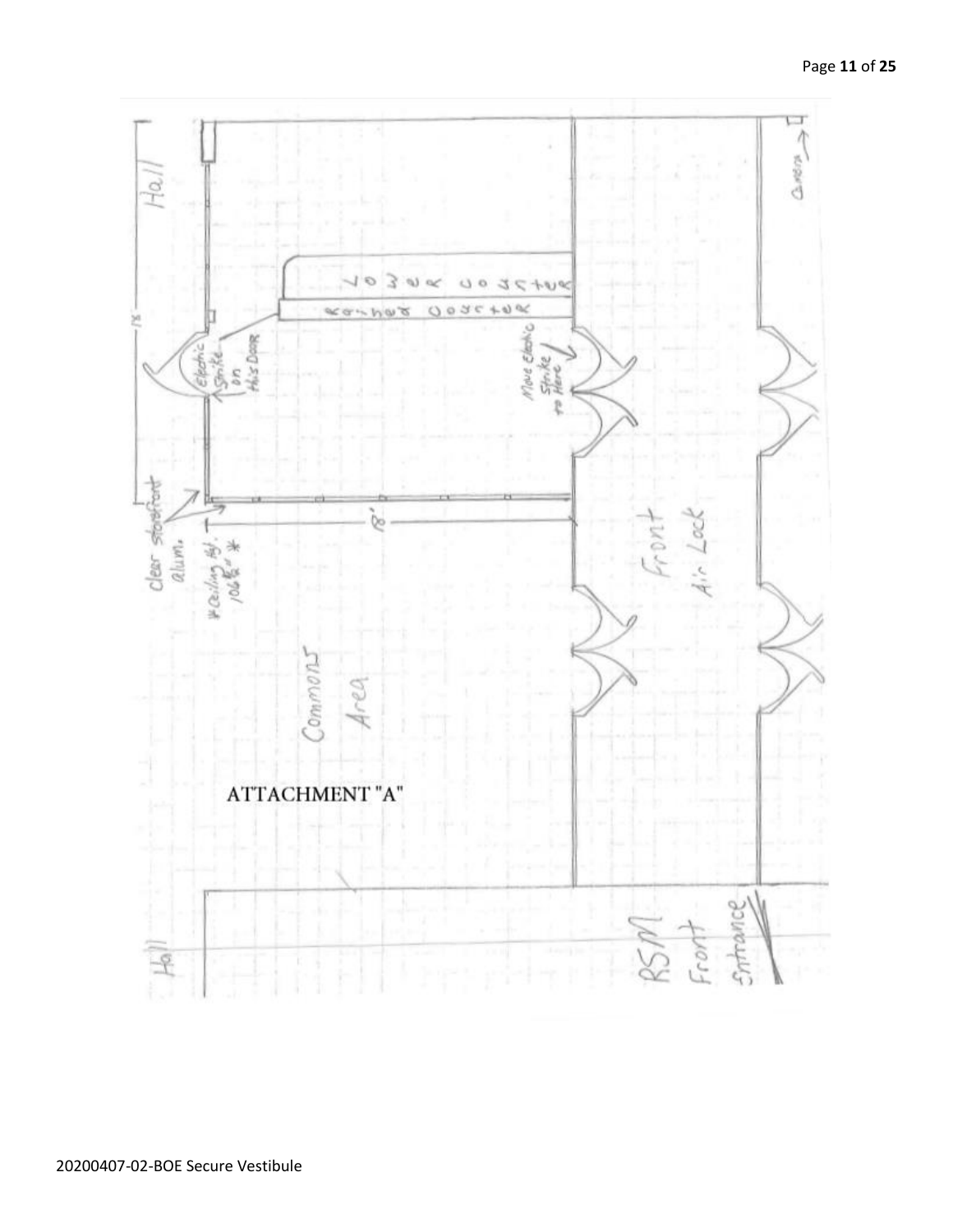ATTACHMENT "A"

Hall

clear storefront alum.

* ceiling hgt. 106 ½" *

Electric Strike on this Door

18'

Lower Counter

Raised Counter

Move Electric Strike to Here

Camera

Commons Area

Front Air Lock

Hall

RSM Front Entrance

20200407-02-BOE Secure Vestibule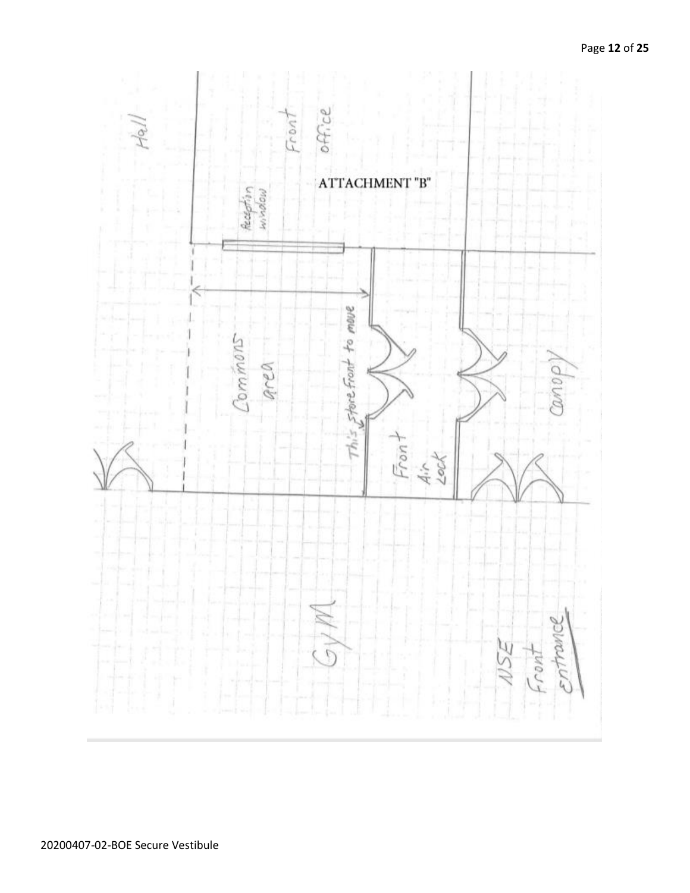ATTACHMENT "B"

Hall

Front office

Reception window

Commons area

This store front to move

Front Air Lock

Canopy

GYM

NSE Front entrance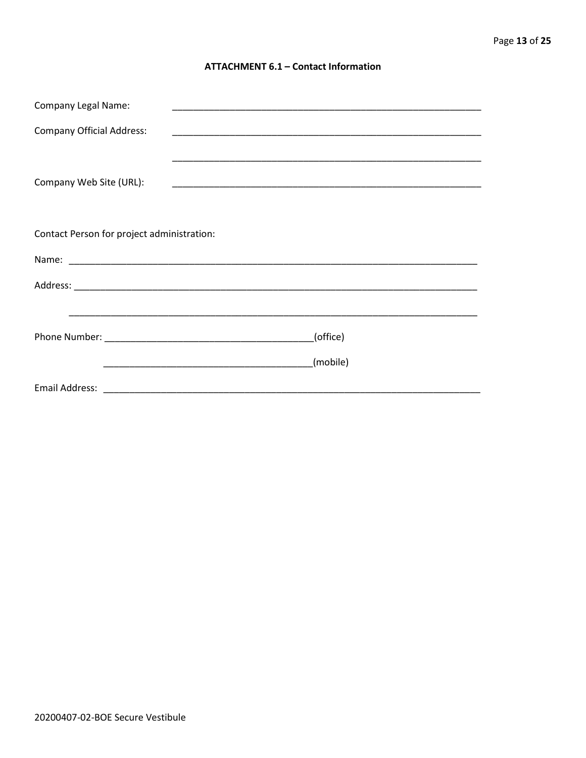## ATTACHMENT 6.1 – Contact Information

Company Legal Name: ____________________________________________________________

Company Official Address: ____________________________________________________________

____________________________________________________________

Company Web Site (URL): ____________________________________________________________

Contact Person for project administration:

Name: ________________________________________________________________________________

Address: ______________________________________________________________________________

________________________________________________________________________________

Phone Number: ________________________________________(office)

________________________________________(mobile)

Email Address: ___________________________________________________________________________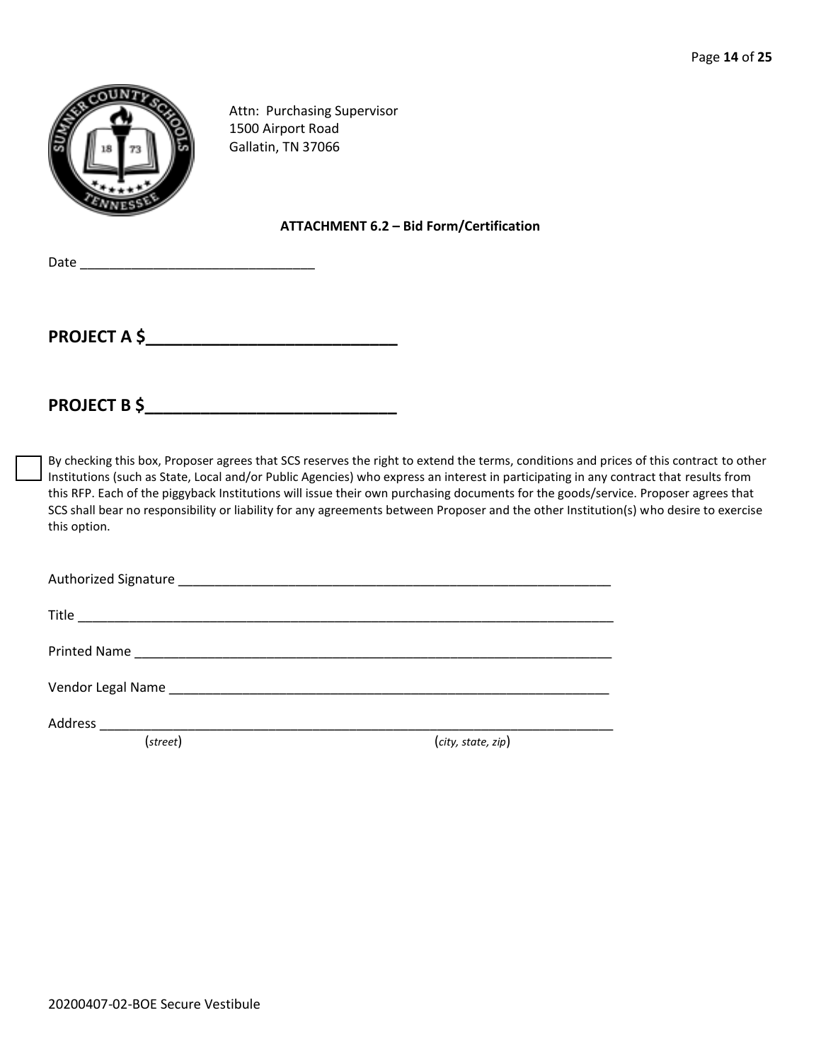Attn: Purchasing Supervisor
1500 Airport Road
Gallatin, TN 37066

**ATTACHMENT 6.2 – Bid Form/Certification**

Date ________________________________

**PROJECT A $___________________________**

**PROJECT B $___________________________**

☐ By checking this box, Proposer agrees that SCS reserves the right to extend the terms, conditions and prices of this contract to other Institutions (such as State, Local and/or Public Agencies) who express an interest in participating in any contract that results from this RFP. Each of the piggyback Institutions will issue their own purchasing documents for the goods/service. Proposer agrees that SCS shall bear no responsibility or liability for any agreements between Proposer and the other Institution(s) who desire to exercise this option.

Authorized Signature ____________________________________________________________

Title ___________________________________________________________________________

Printed Name ____________________________________________________________________

Vendor Legal Name _______________________________________________________________

Address ________________________________________________________________________
(*street*) (*city, state, zip*)

20200407-02-BOE Secure Vestibule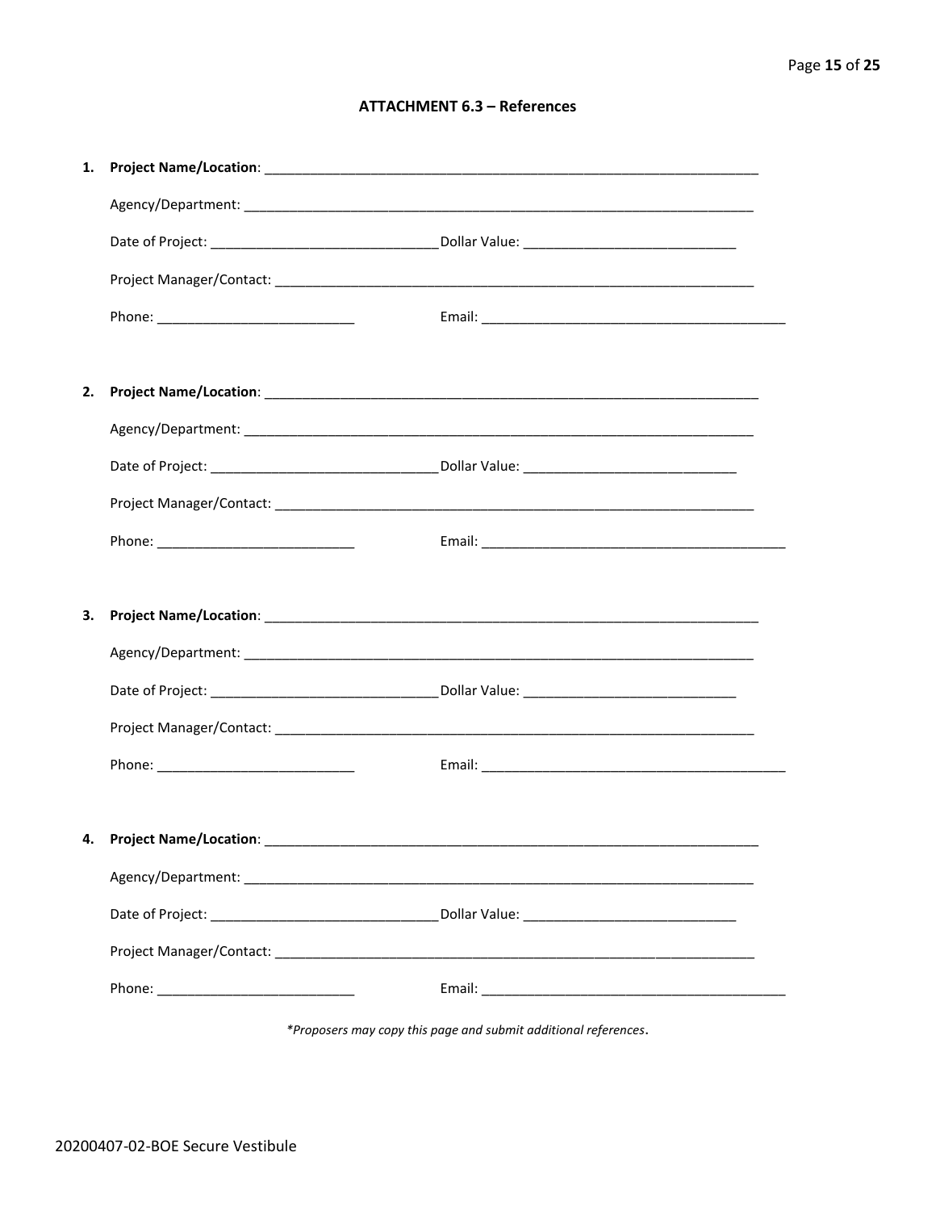## ATTACHMENT 6.3 – References

1. **Project Name/Location**: ____________________________________________

   Agency/Department: ____________________________________________

   Date of Project: ______________________ Dollar Value: ______________________

   Project Manager/Contact: ____________________________________________

   Phone: ______________________ Email: ______________________________

2. **Project Name/Location**: ____________________________________________

   Agency/Department: ____________________________________________

   Date of Project: ______________________ Dollar Value: ______________________

   Project Manager/Contact: ____________________________________________

   Phone: ______________________ Email: ______________________________

3. **Project Name/Location**: ____________________________________________

   Agency/Department: ____________________________________________

   Date of Project: ______________________ Dollar Value: ______________________

   Project Manager/Contact: ____________________________________________

   Phone: ______________________ Email: ______________________________

4. **Project Name/Location**: ____________________________________________

   Agency/Department: ____________________________________________

   Date of Project: ______________________ Dollar Value: ______________________

   Project Manager/Contact: ____________________________________________

   Phone: ______________________ Email: ______________________________

*\*Proposers may copy this page and submit additional references.*

20200407-02-BOE Secure Vestibule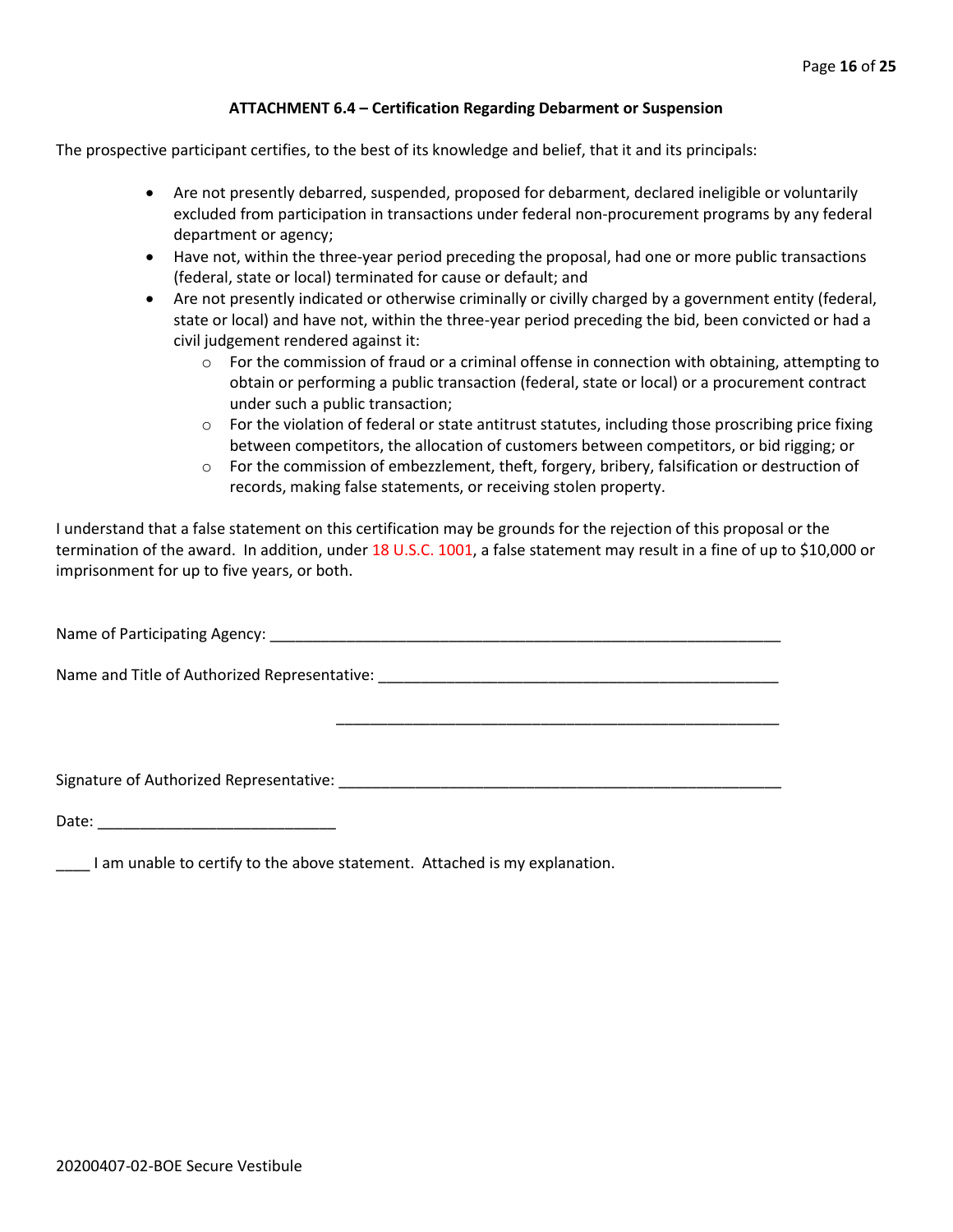### ATTACHMENT 6.4 – Certification Regarding Debarment or Suspension

The prospective participant certifies, to the best of its knowledge and belief, that it and its principals:

- Are not presently debarred, suspended, proposed for debarment, declared ineligible or voluntarily excluded from participation in transactions under federal non-procurement programs by any federal department or agency;
- Have not, within the three-year period preceding the proposal, had one or more public transactions (federal, state or local) terminated for cause or default; and
- Are not presently indicated or otherwise criminally or civilly charged by a government entity (federal, state or local) and have not, within the three-year period preceding the bid, been convicted or had a civil judgement rendered against it:
  - For the commission of fraud or a criminal offense in connection with obtaining, attempting to obtain or performing a public transaction (federal, state or local) or a procurement contract under such a public transaction;
  - For the violation of federal or state antitrust statutes, including those proscribing price fixing between competitors, the allocation of customers between competitors, or bid rigging; or
  - For the commission of embezzlement, theft, forgery, bribery, falsification or destruction of records, making false statements, or receiving stolen property.

I understand that a false statement on this certification may be grounds for the rejection of this proposal or the termination of the award. In addition, under 18 U.S.C. 1001, a false statement may result in a fine of up to $10,000 or imprisonment for up to five years, or both.

Name of Participating Agency: ______________________________________________________________

Name and Title of Authorized Representative: ___________________________________________________

_______________________________________________________

Signature of Authorized Representative: _______________________________________________________

Date: _____________________________

____ I am unable to certify to the above statement. Attached is my explanation.

20200407-02-BOE Secure Vestibule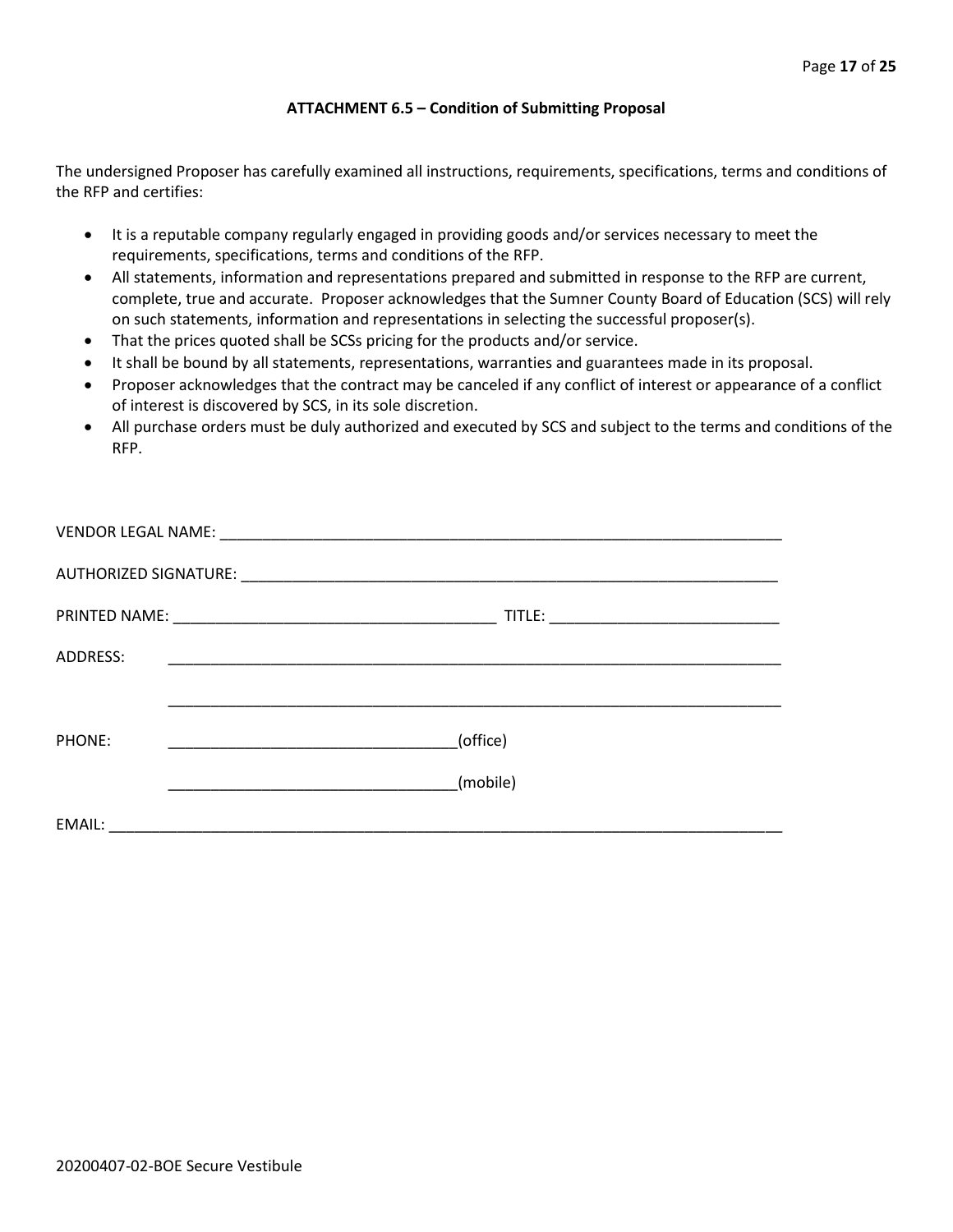### ATTACHMENT 6.5 – Condition of Submitting Proposal

The undersigned Proposer has carefully examined all instructions, requirements, specifications, terms and conditions of the RFP and certifies:

- It is a reputable company regularly engaged in providing goods and/or services necessary to meet the requirements, specifications, terms and conditions of the RFP.
- All statements, information and representations prepared and submitted in response to the RFP are current, complete, true and accurate. Proposer acknowledges that the Sumner County Board of Education (SCS) will rely on such statements, information and representations in selecting the successful proposer(s).
- That the prices quoted shall be SCSs pricing for the products and/or service.
- It shall be bound by all statements, representations, warranties and guarantees made in its proposal.
- Proposer acknowledges that the contract may be canceled if any conflict of interest or appearance of a conflict of interest is discovered by SCS, in its sole discretion.
- All purchase orders must be duly authorized and executed by SCS and subject to the terms and conditions of the RFP.

VENDOR LEGAL NAME: ______________________________________________________________________

AUTHORIZED SIGNATURE: __________________________________________________________________

PRINTED NAME: ______________________________________ TITLE: ___________________________

ADDRESS: ________________________________________________________________________

________________________________________________________________________

PHONE: __________________________________(office)

__________________________________(mobile)

EMAIL: ______________________________________________________________________________

20200407-02-BOE Secure Vestibule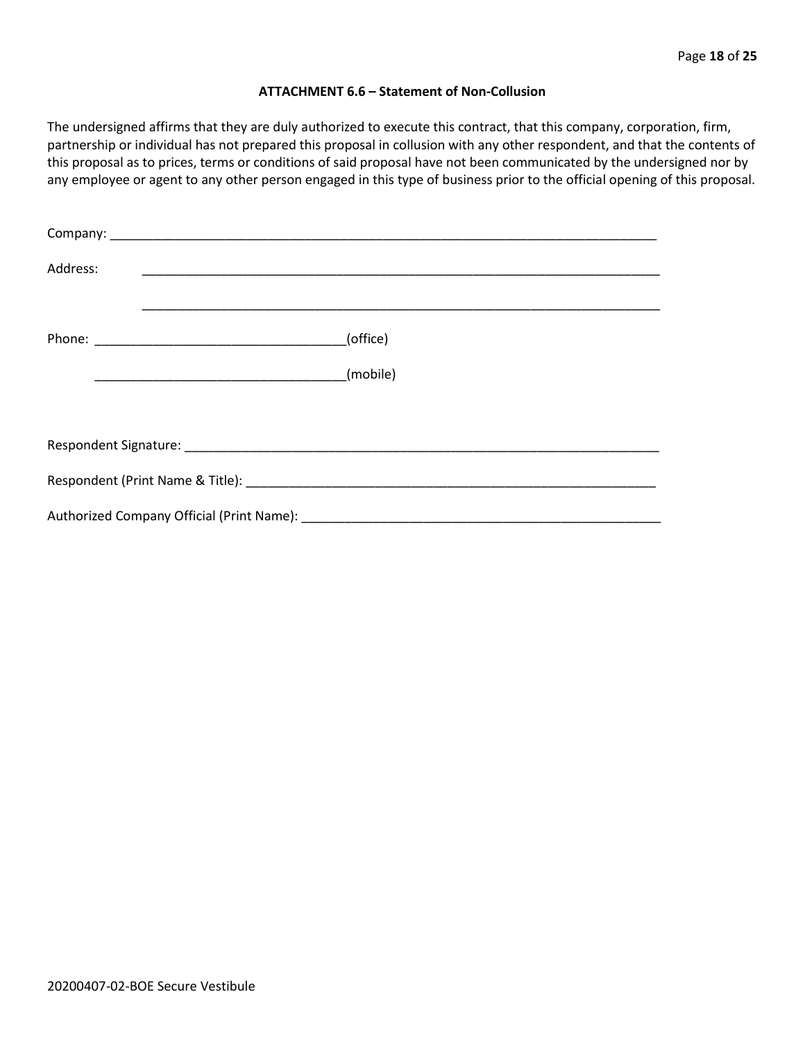### ATTACHMENT 6.6 – Statement of Non-Collusion

The undersigned affirms that they are duly authorized to execute this contract, that this company, corporation, firm, partnership or individual has not prepared this proposal in collusion with any other respondent, and that the contents of this proposal as to prices, terms or conditions of said proposal have not been communicated by the undersigned nor by any employee or agent to any other person engaged in this type of business prior to the official opening of this proposal.

Company: ______________________________________________________________________________

Address: ______________________________________________________________________________

______________________________________________________________________________

Phone: ___________________________________(office)

___________________________________(mobile)

Respondent Signature: ___________________________________________________________________

Respondent (Print Name & Title): __________________________________________________________

Authorized Company Official (Print Name): ___________________________________________________

20200407-02-BOE Secure Vestibule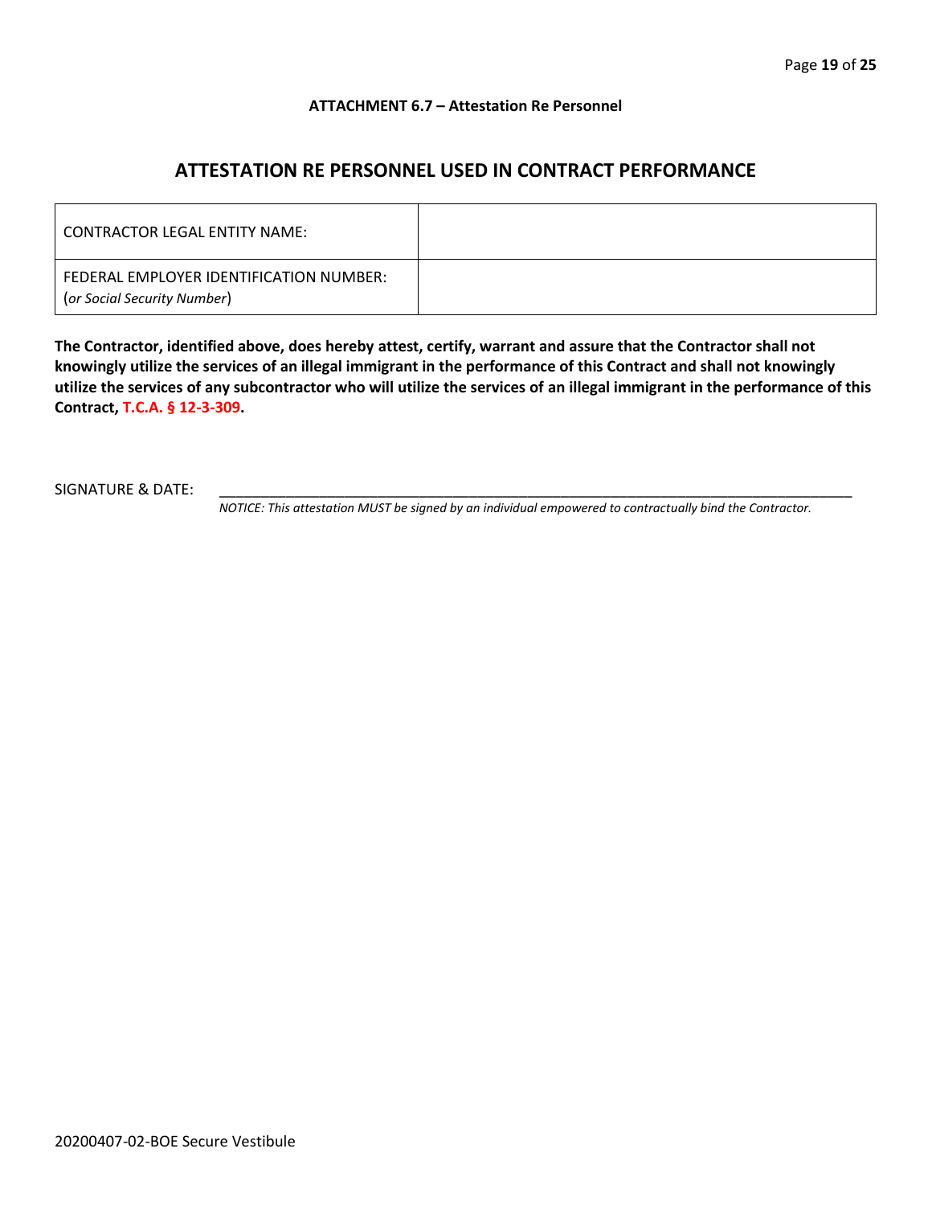**ATTACHMENT 6.7 – Attestation Re Personnel**

## ATTESTATION RE PERSONNEL USED IN CONTRACT PERFORMANCE

| CONTRACTOR LEGAL ENTITY NAME: | |
|---|---|
| FEDERAL EMPLOYER IDENTIFICATION NUMBER: (*or Social Security Number*) | |

**The Contractor, identified above, does hereby attest, certify, warrant and assure that the Contractor shall not knowingly utilize the services of an illegal immigrant in the performance of this Contract and shall not knowingly utilize the services of any subcontractor who will utilize the services of an illegal immigrant in the performance of this Contract, T.C.A. § 12-3-309.**

SIGNATURE & DATE: ________________________________________________________________________________

*NOTICE: This attestation MUST be signed by an individual empowered to contractually bind the Contractor.*

20200407-02-BOE Secure Vestibule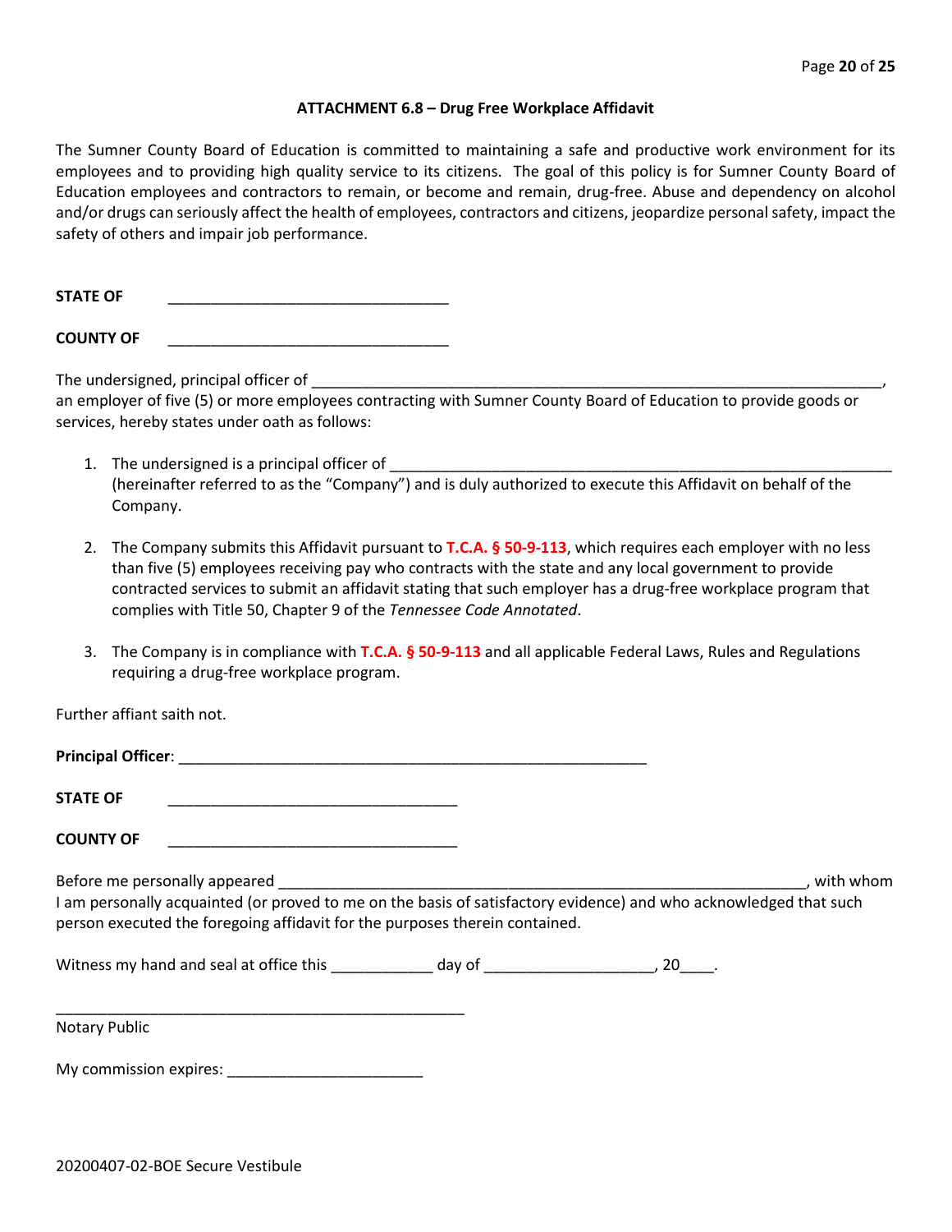### ATTACHMENT 6.8 – Drug Free Workplace Affidavit

The Sumner County Board of Education is committed to maintaining a safe and productive work environment for its employees and to providing high quality service to its citizens. The goal of this policy is for Sumner County Board of Education employees and contractors to remain, or become and remain, drug-free. Abuse and dependency on alcohol and/or drugs can seriously affect the health of employees, contractors and citizens, jeopardize personal safety, impact the safety of others and impair job performance.

**STATE OF** ________________________________

**COUNTY OF** ________________________________

The undersigned, principal officer of ____________________________________________________________________, an employer of five (5) or more employees contracting with Sumner County Board of Education to provide goods or services, hereby states under oath as follows:

1. The undersigned is a principal officer of ___________________________________________________________ (hereinafter referred to as the "Company") and is duly authorized to execute this Affidavit on behalf of the Company.

2. The Company submits this Affidavit pursuant to **T.C.A. § 50-9-113**, which requires each employer with no less than five (5) employees receiving pay who contracts with the state and any local government to provide contracted services to submit an affidavit stating that such employer has a drug-free workplace program that complies with Title 50, Chapter 9 of the *Tennessee Code Annotated*.

3. The Company is in compliance with **T.C.A. § 50-9-113** and all applicable Federal Laws, Rules and Regulations requiring a drug-free workplace program.

Further affiant saith not.

**Principal Officer**: ______________________________________________________

**STATE OF** __________________________________

**COUNTY OF** __________________________________

Before me personally appeared ______________________________________________________________, with whom I am personally acquainted (or proved to me on the basis of satisfactory evidence) and who acknowledged that such person executed the foregoing affidavit for the purposes therein contained.

Witness my hand and seal at office this ____________ day of ____________________, 20____.

________________________________________________

Notary Public

My commission expires: _______________________

20200407-02-BOE Secure Vestibule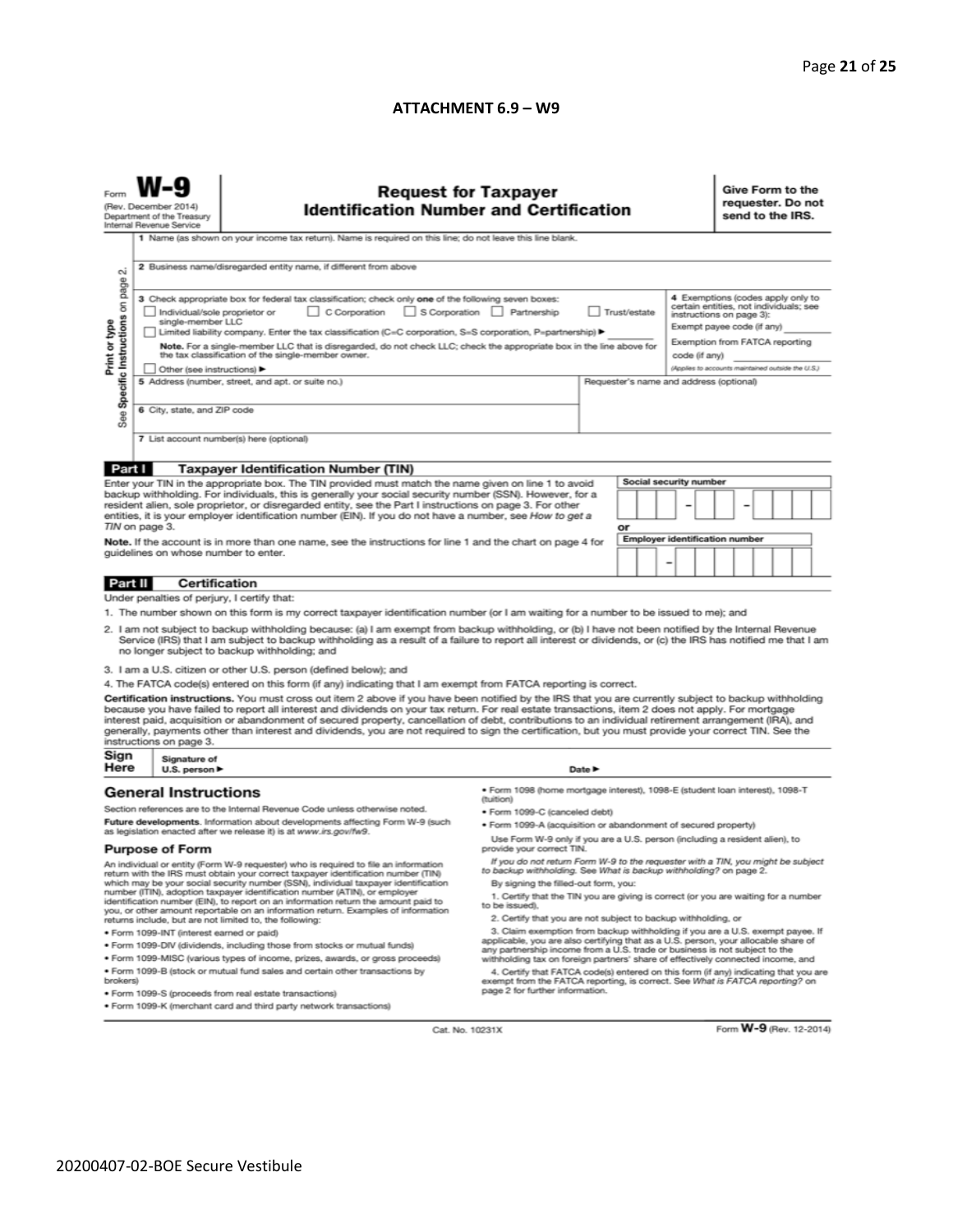## ATTACHMENT 6.9 – W9

Form **W-9**
(Rev. December 2014)
Department of the Treasury
Internal Revenue Service

# Request for Taxpayer Identification Number and Certification

**Give Form to the requester. Do not send to the IRS.**

Print or type
See Specific Instructions on page 2.

1 Name (as shown on your income tax return). Name is required on this line; do not leave this line blank.

2 Business name/disregarded entity name, if different from above

3 Check appropriate box for federal tax classification; check only **one** of the following seven boxes:

☐ Individual/sole proprietor or single-member LLC ☐ C Corporation ☐ S Corporation ☐ Partnership ☐ Trust/estate

☐ Limited liability company. Enter the tax classification (C=C corporation, S=S corporation, P=partnership) ► ________

**Note.** For a single-member LLC that is disregarded, do not check LLC; check the appropriate box in the line above for the tax classification of the single-member owner.

☐ Other (see instructions) ►

4 Exemptions (codes apply only to certain entities, not individuals; see instructions on page 3):

Exempt payee code (if any) ________

Exemption from FATCA reporting code (if any) ________

(Applies to accounts maintained outside the U.S.)

5 Address (number, street, and apt. or suite no.)

Requester's name and address (optional)

6 City, state, and ZIP code

7 List account number(s) here (optional)

## Part I Taxpayer Identification Number (TIN)

Enter your TIN in the appropriate box. The TIN provided must match the name given on line 1 to avoid backup withholding. For individuals, this is generally your social security number (SSN). However, for a resident alien, sole proprietor, or disregarded entity, see the Part I instructions on page 3. For other entities, it is your employer identification number (EIN). If you do not have a number, see *How to get a TIN* on page 3.

**Note.** If the account is in more than one name, see the instructions for line 1 and the chart on page 4 for guidelines on whose number to enter.

Social security number
___ ___ ___ – ___ ___ – ___ ___ ___ ___

or

Employer identification number
___ ___ – ___ ___ ___ ___ ___ ___ ___

## Part II Certification

Under penalties of perjury, I certify that:

1. The number shown on this form is my correct taxpayer identification number (or I am waiting for a number to be issued to me); and
2. I am not subject to backup withholding because: (a) I am exempt from backup withholding, or (b) I have not been notified by the Internal Revenue Service (IRS) that I am subject to backup withholding as a result of a failure to report all interest or dividends, or (c) the IRS has notified me that I am no longer subject to backup withholding; and
3. I am a U.S. citizen or other U.S. person (defined below); and
4. The FATCA code(s) entered on this form (if any) indicating that I am exempt from FATCA reporting is correct.

**Certification instructions.** You must cross out item 2 above if you have been notified by the IRS that you are currently subject to backup withholding because you have failed to report all interest and dividends on your tax return. For real estate transactions, item 2 does not apply. For mortgage interest paid, acquisition or abandonment of secured property, cancellation of debt, contributions to an individual retirement arrangement (IRA), and generally, payments other than interest and dividends, you are not required to sign the certification, but you must provide your correct TIN. See the instructions on page 3.

**Sign Here** Signature of U.S. person ► Date ►

## General Instructions

Section references are to the Internal Revenue Code unless otherwise noted.

**Future developments.** Information about developments affecting Form W-9 (such as legislation enacted after we release it) is at *www.irs.gov/fw9*.

### Purpose of Form

An individual or entity (Form W-9 requester) who is required to file an information return with the IRS must obtain your correct taxpayer identification number (TIN) which may be your social security number (SSN), individual taxpayer identification number (ITIN), adoption taxpayer identification number (ATIN), or employer identification number (EIN), to report on an information return the amount paid to you, or other amount reportable on an information return. Examples of information returns include, but are not limited to, the following:

- Form 1099-INT (interest earned or paid)
- Form 1099-DIV (dividends, including those from stocks or mutual funds)
- Form 1099-MISC (various types of income, prizes, awards, or gross proceeds)
- Form 1099-B (stock or mutual fund sales and certain other transactions by brokers)
- Form 1099-S (proceeds from real estate transactions)
- Form 1099-K (merchant card and third party network transactions)
- Form 1098 (home mortgage interest), 1098-E (student loan interest), 1098-T (tuition)
- Form 1099-C (canceled debt)
- Form 1099-A (acquisition or abandonment of secured property)

Use Form W-9 only if you are a U.S. person (including a resident alien), to provide your correct TIN.

*If you do not return Form W-9 to the requester with a TIN, you might be subject to backup withholding. See What is backup withholding? on page 2.*

By signing the filled-out form, you:

1. Certify that the TIN you are giving is correct (or you are waiting for a number to be issued),
2. Certify that you are not subject to backup withholding, or
3. Claim exemption from backup withholding if you are a U.S. exempt payee. If applicable, you are also certifying that as a U.S. person, your allocable share of any partnership income from a U.S. trade or business is not subject to the withholding tax on foreign partners' share of effectively connected income, and
4. Certify that FATCA code(s) entered on this form (if any) indicating that you are exempt from the FATCA reporting, is correct. See *What is FATCA reporting?* on page 2 for further information.

Cat. No. 10231X Form **W-9** (Rev. 12-2014)

20200407-02-BOE Secure Vestibule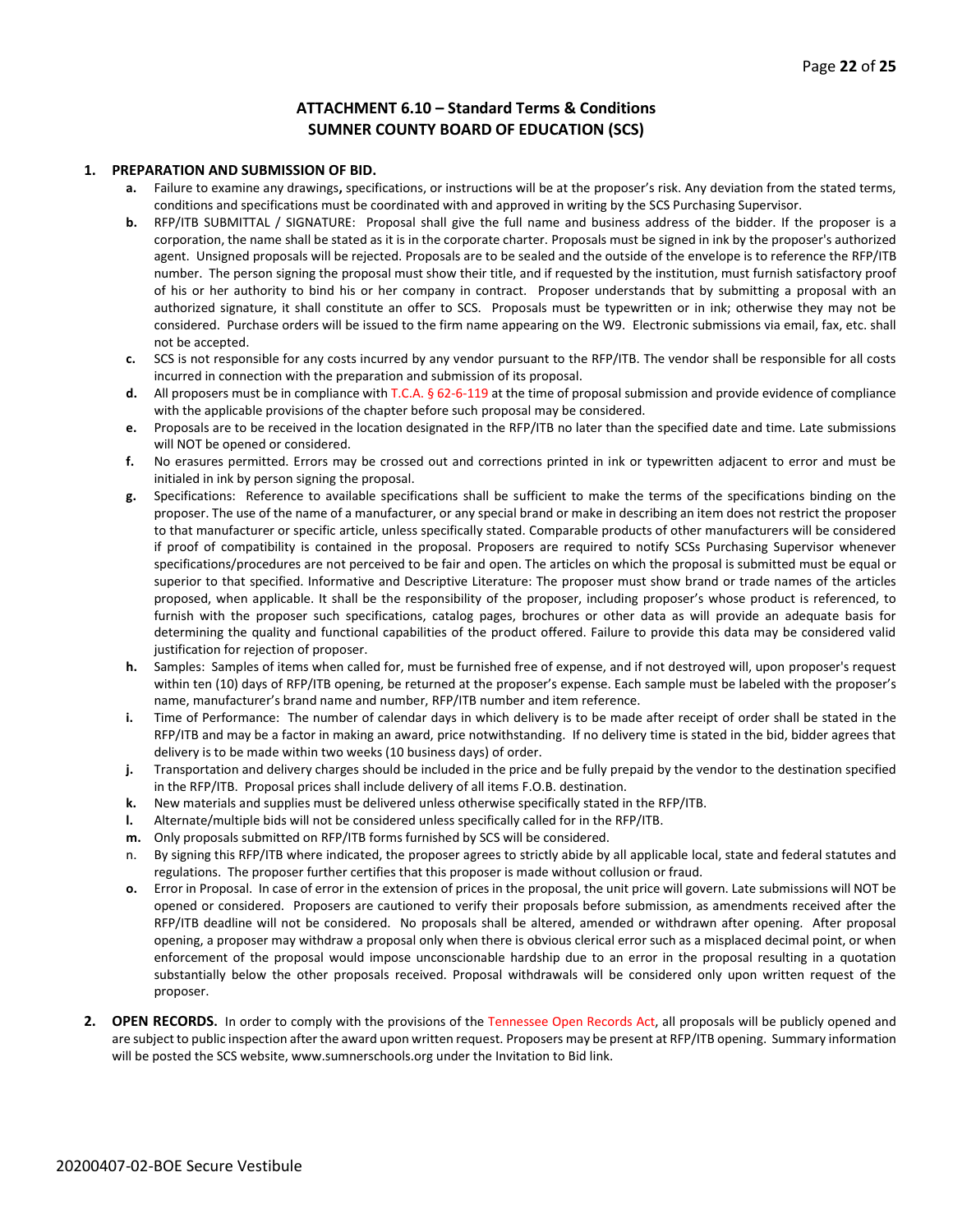## ATTACHMENT 6.10 – Standard Terms & Conditions
## SUMNER COUNTY BOARD OF EDUCATION (SCS)

1. **PREPARATION AND SUBMISSION OF BID.**
   - **a.** Failure to examine any drawings**,** specifications, or instructions will be at the proposer's risk. Any deviation from the stated terms, conditions and specifications must be coordinated with and approved in writing by the SCS Purchasing Supervisor.
   - **b.** RFP/ITB SUBMITTAL / SIGNATURE: Proposal shall give the full name and business address of the bidder. If the proposer is a corporation, the name shall be stated as it is in the corporate charter. Proposals must be signed in ink by the proposer's authorized agent. Unsigned proposals will be rejected. Proposals are to be sealed and the outside of the envelope is to reference the RFP/ITB number. The person signing the proposal must show their title, and if requested by the institution, must furnish satisfactory proof of his or her authority to bind his or her company in contract. Proposer understands that by submitting a proposal with an authorized signature, it shall constitute an offer to SCS. Proposals must be typewritten or in ink; otherwise they may not be considered. Purchase orders will be issued to the firm name appearing on the W9. Electronic submissions via email, fax, etc. shall not be accepted.
   - **c.** SCS is not responsible for any costs incurred by any vendor pursuant to the RFP/ITB. The vendor shall be responsible for all costs incurred in connection with the preparation and submission of its proposal.
   - **d.** All proposers must be in compliance with T.C.A. § 62-6-119 at the time of proposal submission and provide evidence of compliance with the applicable provisions of the chapter before such proposal may be considered.
   - **e.** Proposals are to be received in the location designated in the RFP/ITB no later than the specified date and time. Late submissions will NOT be opened or considered.
   - **f.** No erasures permitted. Errors may be crossed out and corrections printed in ink or typewritten adjacent to error and must be initialed in ink by person signing the proposal.
   - **g.** Specifications: Reference to available specifications shall be sufficient to make the terms of the specifications binding on the proposer. The use of the name of a manufacturer, or any special brand or make in describing an item does not restrict the proposer to that manufacturer or specific article, unless specifically stated. Comparable products of other manufacturers will be considered if proof of compatibility is contained in the proposal. Proposers are required to notify SCSs Purchasing Supervisor whenever specifications/procedures are not perceived to be fair and open. The articles on which the proposal is submitted must be equal or superior to that specified. Informative and Descriptive Literature: The proposer must show brand or trade names of the articles proposed, when applicable. It shall be the responsibility of the proposer, including proposer's whose product is referenced, to furnish with the proposer such specifications, catalog pages, brochures or other data as will provide an adequate basis for determining the quality and functional capabilities of the product offered. Failure to provide this data may be considered valid justification for rejection of proposer.
   - **h.** Samples: Samples of items when called for, must be furnished free of expense, and if not destroyed will, upon proposer's request within ten (10) days of RFP/ITB opening, be returned at the proposer's expense. Each sample must be labeled with the proposer's name, manufacturer's brand name and number, RFP/ITB number and item reference.
   - **i.** Time of Performance: The number of calendar days in which delivery is to be made after receipt of order shall be stated in the RFP/ITB and may be a factor in making an award, price notwithstanding. If no delivery time is stated in the bid, bidder agrees that delivery is to be made within two weeks (10 business days) of order.
   - **j.** Transportation and delivery charges should be included in the price and be fully prepaid by the vendor to the destination specified in the RFP/ITB. Proposal prices shall include delivery of all items F.O.B. destination.
   - **k.** New materials and supplies must be delivered unless otherwise specifically stated in the RFP/ITB.
   - **l.** Alternate/multiple bids will not be considered unless specifically called for in the RFP/ITB.
   - **m.** Only proposals submitted on RFP/ITB forms furnished by SCS will be considered.
   - n. By signing this RFP/ITB where indicated, the proposer agrees to strictly abide by all applicable local, state and federal statutes and regulations. The proposer further certifies that this proposer is made without collusion or fraud.
   - **o.** Error in Proposal. In case of error in the extension of prices in the proposal, the unit price will govern. Late submissions will NOT be opened or considered. Proposers are cautioned to verify their proposals before submission, as amendments received after the RFP/ITB deadline will not be considered. No proposals shall be altered, amended or withdrawn after opening. After proposal opening, a proposer may withdraw a proposal only when there is obvious clerical error such as a misplaced decimal point, or when enforcement of the proposal would impose unconscionable hardship due to an error in the proposal resulting in a quotation substantially below the other proposals received. Proposal withdrawals will be considered only upon written request of the proposer.

2. **OPEN RECORDS.** In order to comply with the provisions of the Tennessee Open Records Act, all proposals will be publicly opened and are subject to public inspection after the award upon written request. Proposers may be present at RFP/ITB opening. Summary information will be posted the SCS website, www.sumnerschools.org under the Invitation to Bid link.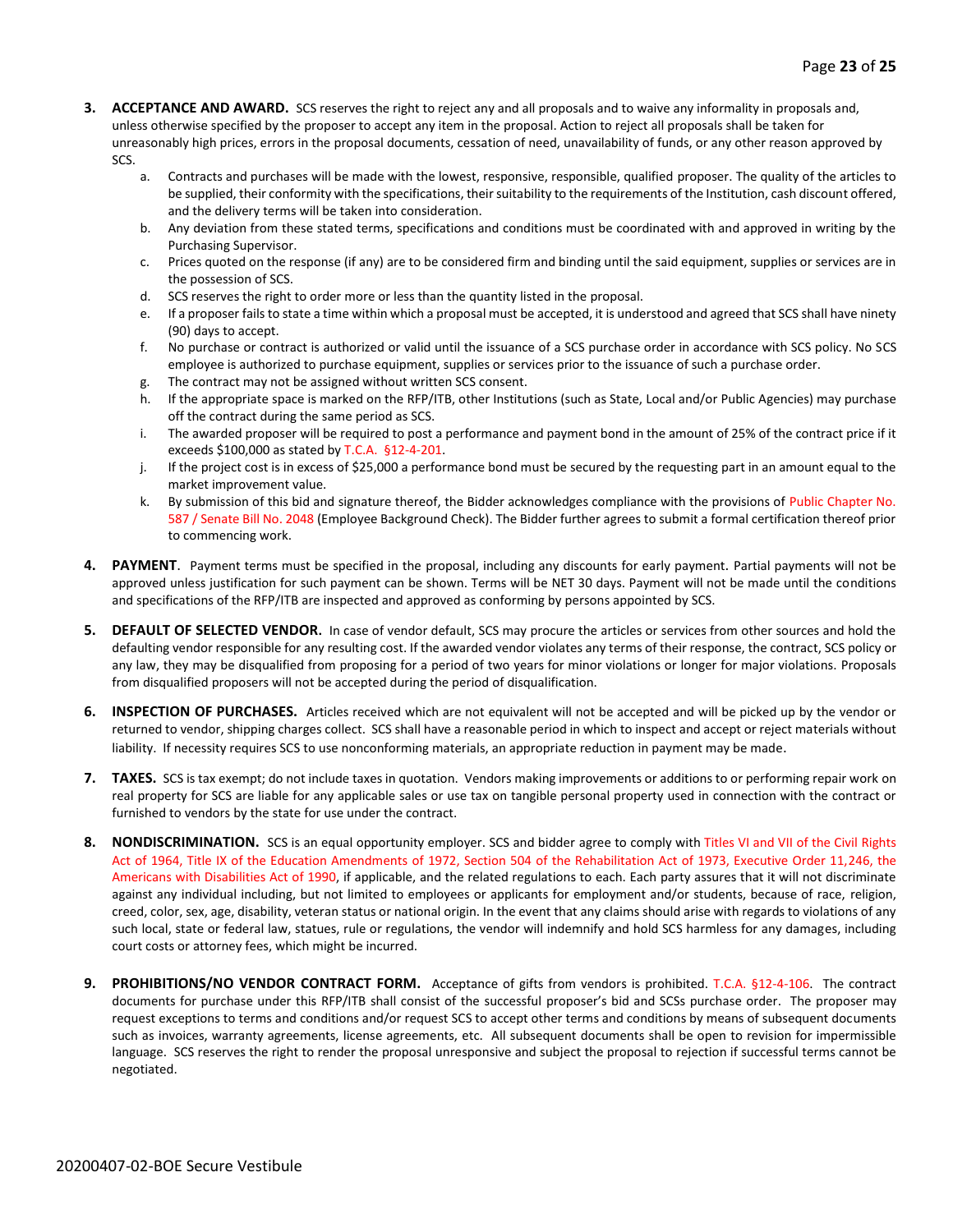3. **ACCEPTANCE AND AWARD.** SCS reserves the right to reject any and all proposals and to waive any informality in proposals and, unless otherwise specified by the proposer to accept any item in the proposal. Action to reject all proposals shall be taken for unreasonably high prices, errors in the proposal documents, cessation of need, unavailability of funds, or any other reason approved by SCS.
   a. Contracts and purchases will be made with the lowest, responsive, responsible, qualified proposer. The quality of the articles to be supplied, their conformity with the specifications, their suitability to the requirements of the Institution, cash discount offered, and the delivery terms will be taken into consideration.
   b. Any deviation from these stated terms, specifications and conditions must be coordinated with and approved in writing by the Purchasing Supervisor.
   c. Prices quoted on the response (if any) are to be considered firm and binding until the said equipment, supplies or services are in the possession of SCS.
   d. SCS reserves the right to order more or less than the quantity listed in the proposal.
   e. If a proposer fails to state a time within which a proposal must be accepted, it is understood and agreed that SCS shall have ninety (90) days to accept.
   f. No purchase or contract is authorized or valid until the issuance of a SCS purchase order in accordance with SCS policy. No SCS employee is authorized to purchase equipment, supplies or services prior to the issuance of such a purchase order.
   g. The contract may not be assigned without written SCS consent.
   h. If the appropriate space is marked on the RFP/ITB, other Institutions (such as State, Local and/or Public Agencies) may purchase off the contract during the same period as SCS.
   i. The awarded proposer will be required to post a performance and payment bond in the amount of 25% of the contract price if it exceeds $100,000 as stated by T.C.A. §12-4-201.
   j. If the project cost is in excess of $25,000 a performance bond must be secured by the requesting part in an amount equal to the market improvement value.
   k. By submission of this bid and signature thereof, the Bidder acknowledges compliance with the provisions of Public Chapter No. 587 / Senate Bill No. 2048 (Employee Background Check). The Bidder further agrees to submit a formal certification thereof prior to commencing work.

4. **PAYMENT**. Payment terms must be specified in the proposal, including any discounts for early payment. Partial payments will not be approved unless justification for such payment can be shown. Terms will be NET 30 days. Payment will not be made until the conditions and specifications of the RFP/ITB are inspected and approved as conforming by persons appointed by SCS.

5. **DEFAULT OF SELECTED VENDOR.** In case of vendor default, SCS may procure the articles or services from other sources and hold the defaulting vendor responsible for any resulting cost. If the awarded vendor violates any terms of their response, the contract, SCS policy or any law, they may be disqualified from proposing for a period of two years for minor violations or longer for major violations. Proposals from disqualified proposers will not be accepted during the period of disqualification.

6. **INSPECTION OF PURCHASES.** Articles received which are not equivalent will not be accepted and will be picked up by the vendor or returned to vendor, shipping charges collect. SCS shall have a reasonable period in which to inspect and accept or reject materials without liability. If necessity requires SCS to use nonconforming materials, an appropriate reduction in payment may be made.

7. **TAXES.** SCS is tax exempt; do not include taxes in quotation. Vendors making improvements or additions to or performing repair work on real property for SCS are liable for any applicable sales or use tax on tangible personal property used in connection with the contract or furnished to vendors by the state for use under the contract.

8. **NONDISCRIMINATION.** SCS is an equal opportunity employer. SCS and bidder agree to comply with Titles VI and VII of the Civil Rights Act of 1964, Title IX of the Education Amendments of 1972, Section 504 of the Rehabilitation Act of 1973, Executive Order 11,246, the Americans with Disabilities Act of 1990, if applicable, and the related regulations to each. Each party assures that it will not discriminate against any individual including, but not limited to employees or applicants for employment and/or students, because of race, religion, creed, color, sex, age, disability, veteran status or national origin. In the event that any claims should arise with regards to violations of any such local, state or federal law, statues, rule or regulations, the vendor will indemnify and hold SCS harmless for any damages, including court costs or attorney fees, which might be incurred.

9. **PROHIBITIONS/NO VENDOR CONTRACT FORM.** Acceptance of gifts from vendors is prohibited. T.C.A. §12-4-106. The contract documents for purchase under this RFP/ITB shall consist of the successful proposer's bid and SCSs purchase order. The proposer may request exceptions to terms and conditions and/or request SCS to accept other terms and conditions by means of subsequent documents such as invoices, warranty agreements, license agreements, etc. All subsequent documents shall be open to revision for impermissible language. SCS reserves the right to render the proposal unresponsive and subject the proposal to rejection if successful terms cannot be negotiated.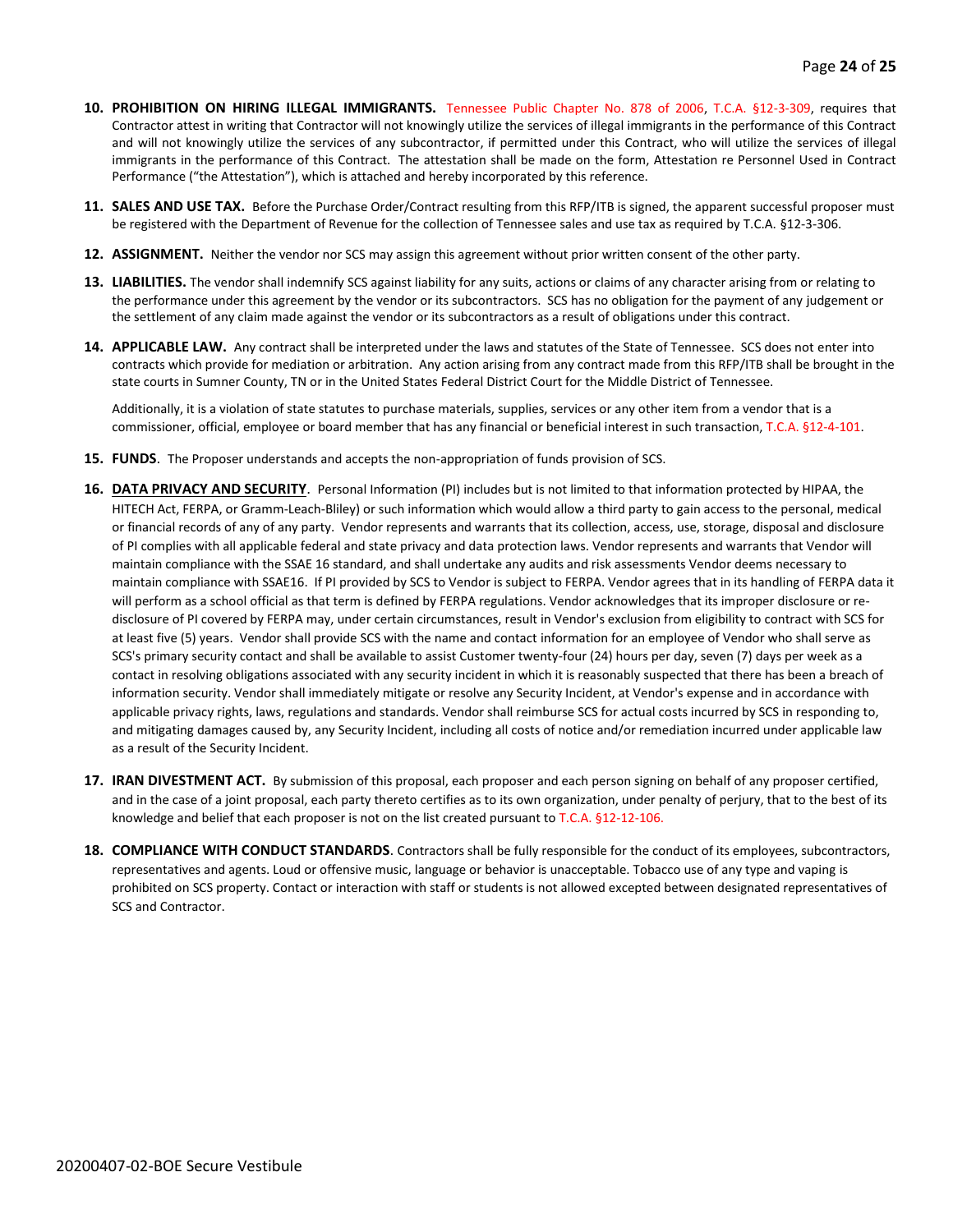10. **PROHIBITION ON HIRING ILLEGAL IMMIGRANTS.** Tennessee Public Chapter No. 878 of 2006, T.C.A. §12-3-309, requires that Contractor attest in writing that Contractor will not knowingly utilize the services of illegal immigrants in the performance of this Contract and will not knowingly utilize the services of any subcontractor, if permitted under this Contract, who will utilize the services of illegal immigrants in the performance of this Contract. The attestation shall be made on the form, Attestation re Personnel Used in Contract Performance ("the Attestation"), which is attached and hereby incorporated by this reference.

11. **SALES AND USE TAX.** Before the Purchase Order/Contract resulting from this RFP/ITB is signed, the apparent successful proposer must be registered with the Department of Revenue for the collection of Tennessee sales and use tax as required by T.C.A. §12-3-306.

12. **ASSIGNMENT.** Neither the vendor nor SCS may assign this agreement without prior written consent of the other party.

13. **LIABILITIES.** The vendor shall indemnify SCS against liability for any suits, actions or claims of any character arising from or relating to the performance under this agreement by the vendor or its subcontractors. SCS has no obligation for the payment of any judgement or the settlement of any claim made against the vendor or its subcontractors as a result of obligations under this contract.

14. **APPLICABLE LAW.** Any contract shall be interpreted under the laws and statutes of the State of Tennessee. SCS does not enter into contracts which provide for mediation or arbitration. Any action arising from any contract made from this RFP/ITB shall be brought in the state courts in Sumner County, TN or in the United States Federal District Court for the Middle District of Tennessee.

    Additionally, it is a violation of state statutes to purchase materials, supplies, services or any other item from a vendor that is a commissioner, official, employee or board member that has any financial or beneficial interest in such transaction, T.C.A. §12-4-101.

15. **FUNDS**. The Proposer understands and accepts the non-appropriation of funds provision of SCS.

16. **DATA PRIVACY AND SECURITY**. Personal Information (PI) includes but is not limited to that information protected by HIPAA, the HITECH Act, FERPA, or Gramm-Leach-Bliley) or such information which would allow a third party to gain access to the personal, medical or financial records of any of any party. Vendor represents and warrants that its collection, access, use, storage, disposal and disclosure of PI complies with all applicable federal and state privacy and data protection laws. Vendor represents and warrants that Vendor will maintain compliance with the SSAE 16 standard, and shall undertake any audits and risk assessments Vendor deems necessary to maintain compliance with SSAE16. If PI provided by SCS to Vendor is subject to FERPA. Vendor agrees that in its handling of FERPA data it will perform as a school official as that term is defined by FERPA regulations. Vendor acknowledges that its improper disclosure or re-disclosure of PI covered by FERPA may, under certain circumstances, result in Vendor's exclusion from eligibility to contract with SCS for at least five (5) years. Vendor shall provide SCS with the name and contact information for an employee of Vendor who shall serve as SCS's primary security contact and shall be available to assist Customer twenty-four (24) hours per day, seven (7) days per week as a contact in resolving obligations associated with any security incident in which it is reasonably suspected that there has been a breach of information security. Vendor shall immediately mitigate or resolve any Security Incident, at Vendor's expense and in accordance with applicable privacy rights, laws, regulations and standards. Vendor shall reimburse SCS for actual costs incurred by SCS in responding to, and mitigating damages caused by, any Security Incident, including all costs of notice and/or remediation incurred under applicable law as a result of the Security Incident.

17. **IRAN DIVESTMENT ACT.** By submission of this proposal, each proposer and each person signing on behalf of any proposer certified, and in the case of a joint proposal, each party thereto certifies as to its own organization, under penalty of perjury, that to the best of its knowledge and belief that each proposer is not on the list created pursuant to T.C.A. §12-12-106.

18. **COMPLIANCE WITH CONDUCT STANDARDS**. Contractors shall be fully responsible for the conduct of its employees, subcontractors, representatives and agents. Loud or offensive music, language or behavior is unacceptable. Tobacco use of any type and vaping is prohibited on SCS property. Contact or interaction with staff or students is not allowed excepted between designated representatives of SCS and Contractor.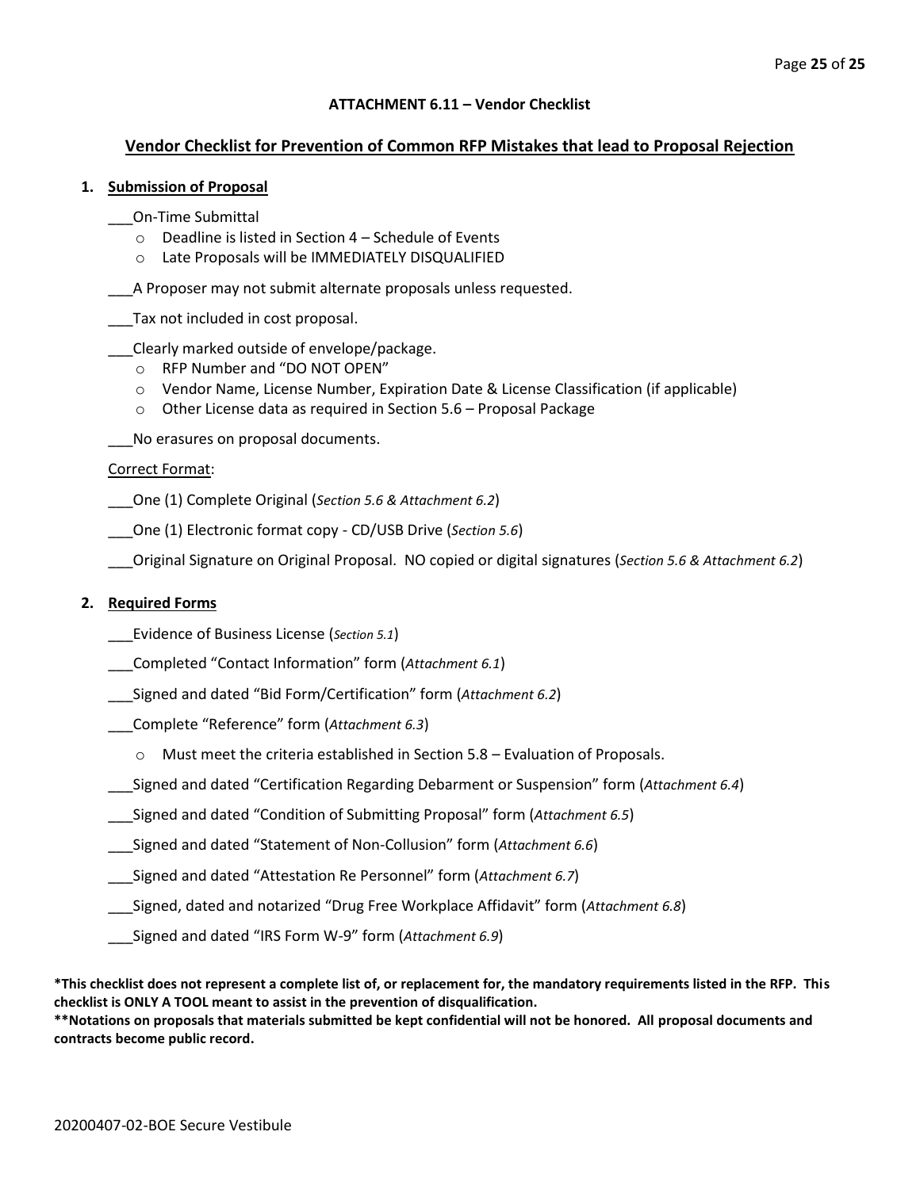# ATTACHMENT 6.11 – Vendor Checklist

## Vendor Checklist for Prevention of Common RFP Mistakes that lead to Proposal Rejection

1. **Submission of Proposal**

   ___On-Time Submittal
   - Deadline is listed in Section 4 – Schedule of Events
   - Late Proposals will be IMMEDIATELY DISQUALIFIED

   ___A Proposer may not submit alternate proposals unless requested.

   ___Tax not included in cost proposal.

   ___Clearly marked outside of envelope/package.
   - RFP Number and "DO NOT OPEN"
   - Vendor Name, License Number, Expiration Date & License Classification (if applicable)
   - Other License data as required in Section 5.6 – Proposal Package

   ___No erasures on proposal documents.

   Correct Format:

   ___One (1) Complete Original (*Section 5.6 & Attachment 6.2*)

   ___One (1) Electronic format copy - CD/USB Drive (*Section 5.6*)

   ___Original Signature on Original Proposal. NO copied or digital signatures (*Section 5.6 & Attachment 6.2*)

2. **Required Forms**

   ___Evidence of Business License (*Section 5.1*)

   ___Completed "Contact Information" form (*Attachment 6.1*)

   ___Signed and dated "Bid Form/Certification" form (*Attachment 6.2*)

   ___Complete "Reference" form (*Attachment 6.3*)
   - Must meet the criteria established in Section 5.8 – Evaluation of Proposals.

   ___Signed and dated "Certification Regarding Debarment or Suspension" form (*Attachment 6.4*)

   ___Signed and dated "Condition of Submitting Proposal" form (*Attachment 6.5*)

   ___Signed and dated "Statement of Non-Collusion" form (*Attachment 6.6*)

   ___Signed and dated "Attestation Re Personnel" form (*Attachment 6.7*)

   ___Signed, dated and notarized "Drug Free Workplace Affidavit" form (*Attachment 6.8*)

   ___Signed and dated "IRS Form W-9" form (*Attachment 6.9*)

**\*This checklist does not represent a complete list of, or replacement for, the mandatory requirements listed in the RFP. This checklist is ONLY A TOOL meant to assist in the prevention of disqualification.**

**\*\*Notations on proposals that materials submitted be kept confidential will not be honored. All proposal documents and contracts become public record.**

20200407-02-BOE Secure Vestibule